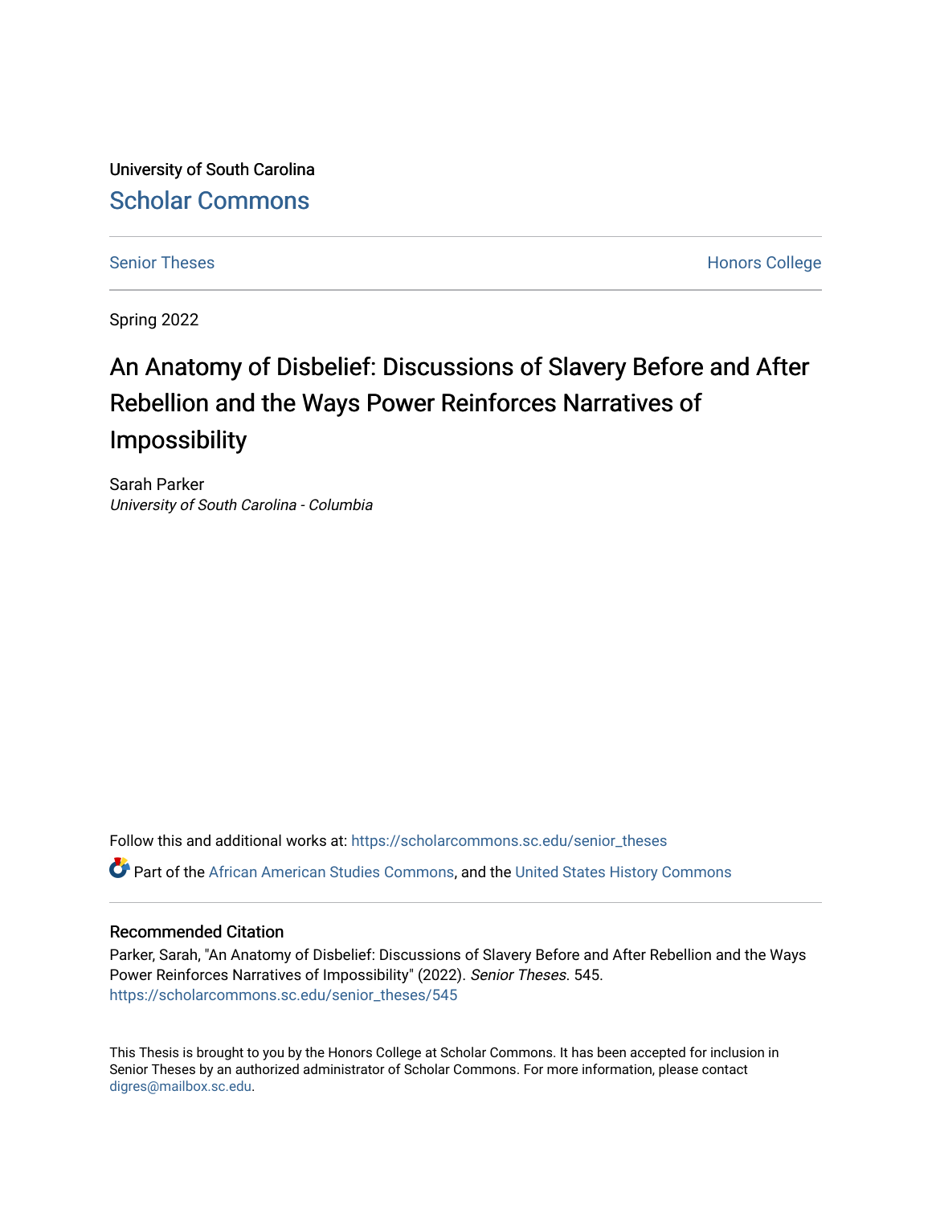University of South Carolina

Scholar Commons

Senior Theses

Honors College

Spring 2022

# An Anatomy of Disbelief: Discussions of Slavery Before and After Rebellion and the Ways Power Reinforces Narratives of Impossibility

Sarah Parker

*University of South Carolina - Columbia*

Follow this and additional works at: https://scholarcommons.sc.edu/senior_theses

Part of the African American Studies Commons, and the United States History Commons

## Recommended Citation

Parker, Sarah, "An Anatomy of Disbelief: Discussions of Slavery Before and After Rebellion and the Ways Power Reinforces Narratives of Impossibility" (2022). *Senior Theses*. 545.
https://scholarcommons.sc.edu/senior_theses/545

This Thesis is brought to you by the Honors College at Scholar Commons. It has been accepted for inclusion in Senior Theses by an authorized administrator of Scholar Commons. For more information, please contact digres@mailbox.sc.edu.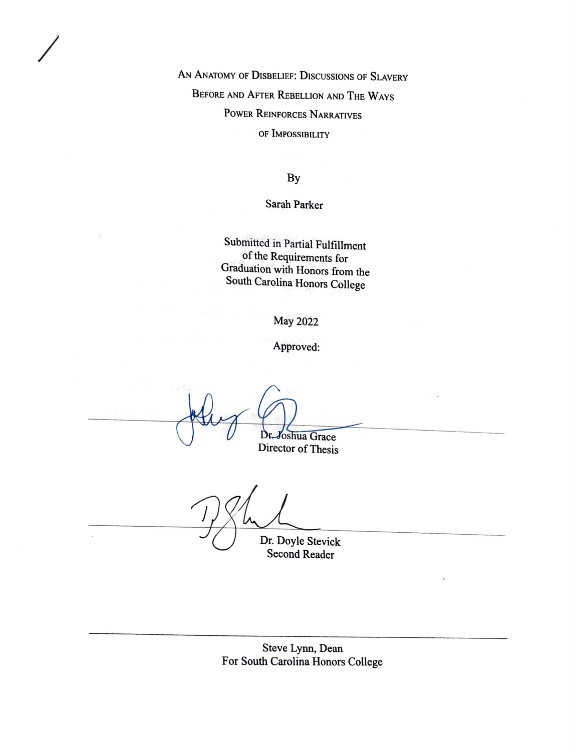# An Anatomy of Disbelief: Discussions of Slavery Before and After Rebellion and The Ways Power Reinforces Narratives of Impossibility

By

Sarah Parker

Submitted in Partial Fulfillment of the Requirements for Graduation with Honors from the South Carolina Honors College

May 2022

Approved:

Dr. Joshua Grace
Director of Thesis

Dr. Doyle Stevick
Second Reader

Steve Lynn, Dean
For South Carolina Honors College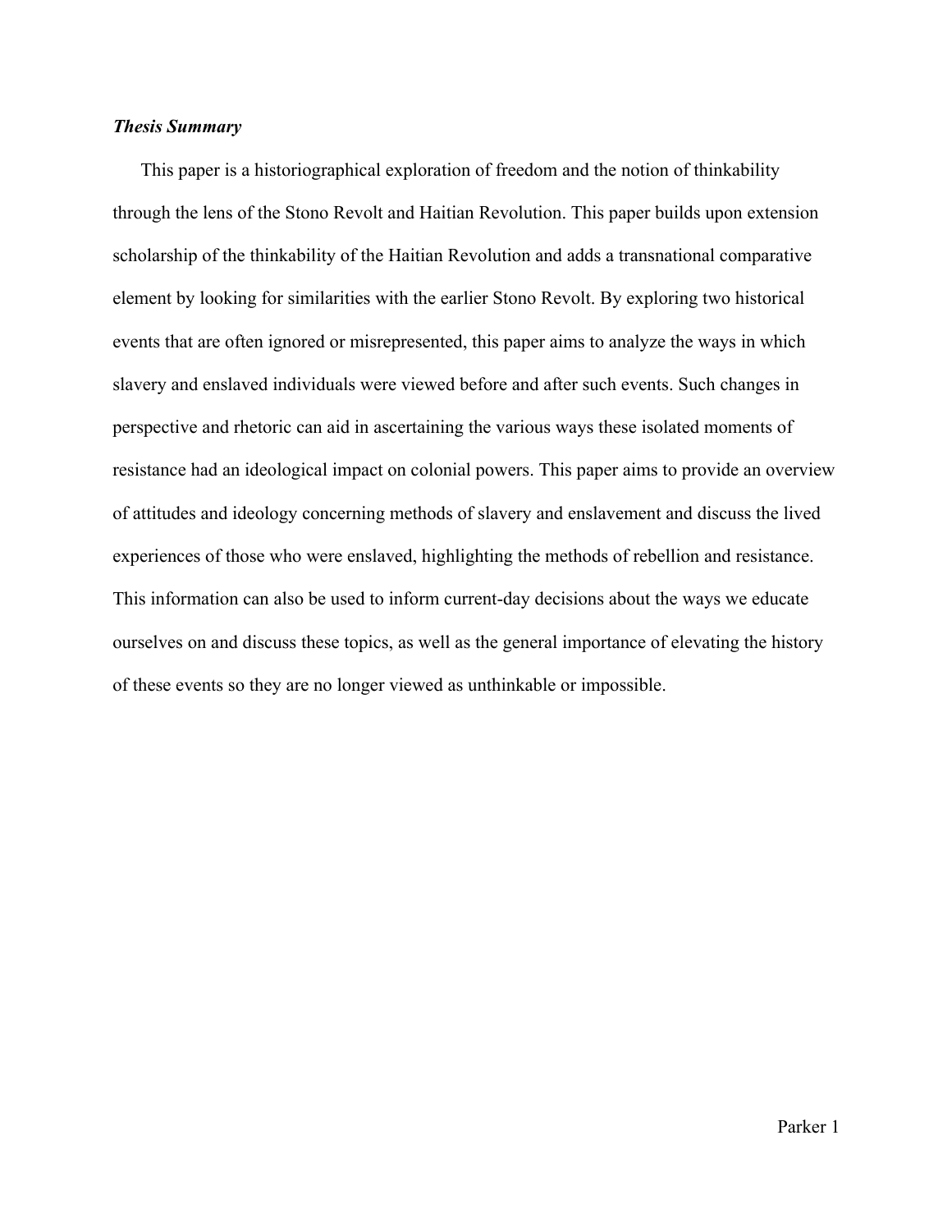***Thesis Summary***

This paper is a historiographical exploration of freedom and the notion of thinkability through the lens of the Stono Revolt and Haitian Revolution. This paper builds upon extension scholarship of the thinkability of the Haitian Revolution and adds a transnational comparative element by looking for similarities with the earlier Stono Revolt. By exploring two historical events that are often ignored or misrepresented, this paper aims to analyze the ways in which slavery and enslaved individuals were viewed before and after such events. Such changes in perspective and rhetoric can aid in ascertaining the various ways these isolated moments of resistance had an ideological impact on colonial powers. This paper aims to provide an overview of attitudes and ideology concerning methods of slavery and enslavement and discuss the lived experiences of those who were enslaved, highlighting the methods of rebellion and resistance. This information can also be used to inform current-day decisions about the ways we educate ourselves on and discuss these topics, as well as the general importance of elevating the history of these events so they are no longer viewed as unthinkable or impossible.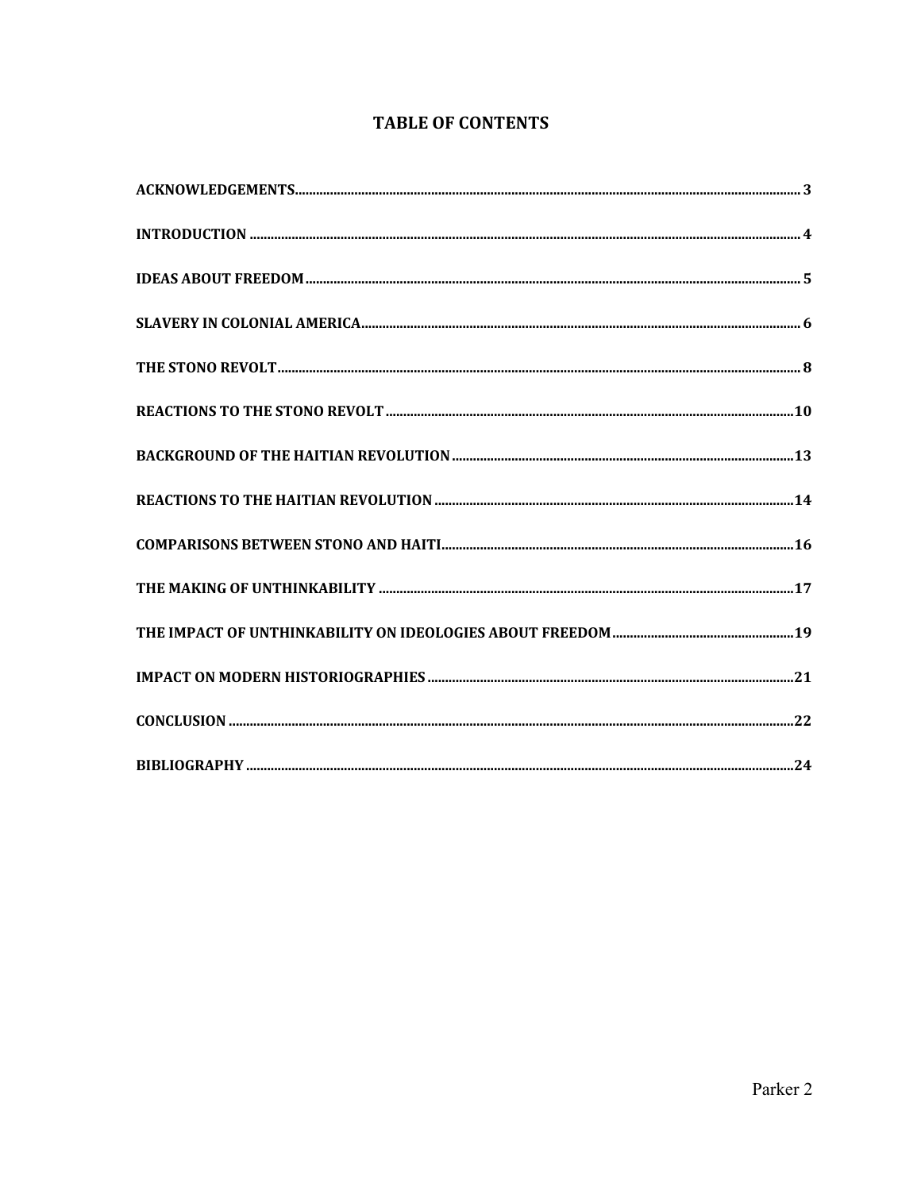# TABLE OF CONTENTS

ACKNOWLEDGEMENTS.................................................................................................................................................3

INTRODUCTION ............................................................................................................................................................4

IDEAS ABOUT FREEDOM.............................................................................................................................................5

SLAVERY IN COLONIAL AMERICA...........................................................................................................................6

THE STONO REVOLT......................................................................................................................................................8

REACTIONS TO THE STONO REVOLT ..................................................................................................................10

BACKGROUND OF THE HAITIAN REVOLUTION ................................................................................................13

REACTIONS TO THE HAITIAN REVOLUTION .....................................................................................................14

COMPARISONS BETWEEN STONO AND HAITI...................................................................................................16

THE MAKING OF UNTHINKABILITY .....................................................................................................................17

THE IMPACT OF UNTHINKABILITY ON IDEOLOGIES ABOUT FREEDOM....................................................19

IMPACT ON MODERN HISTORIOGRAPHIES .......................................................................................................21

CONCLUSION ...............................................................................................................................................................22

BIBLIOGRAPHY ............................................................................................................................................................24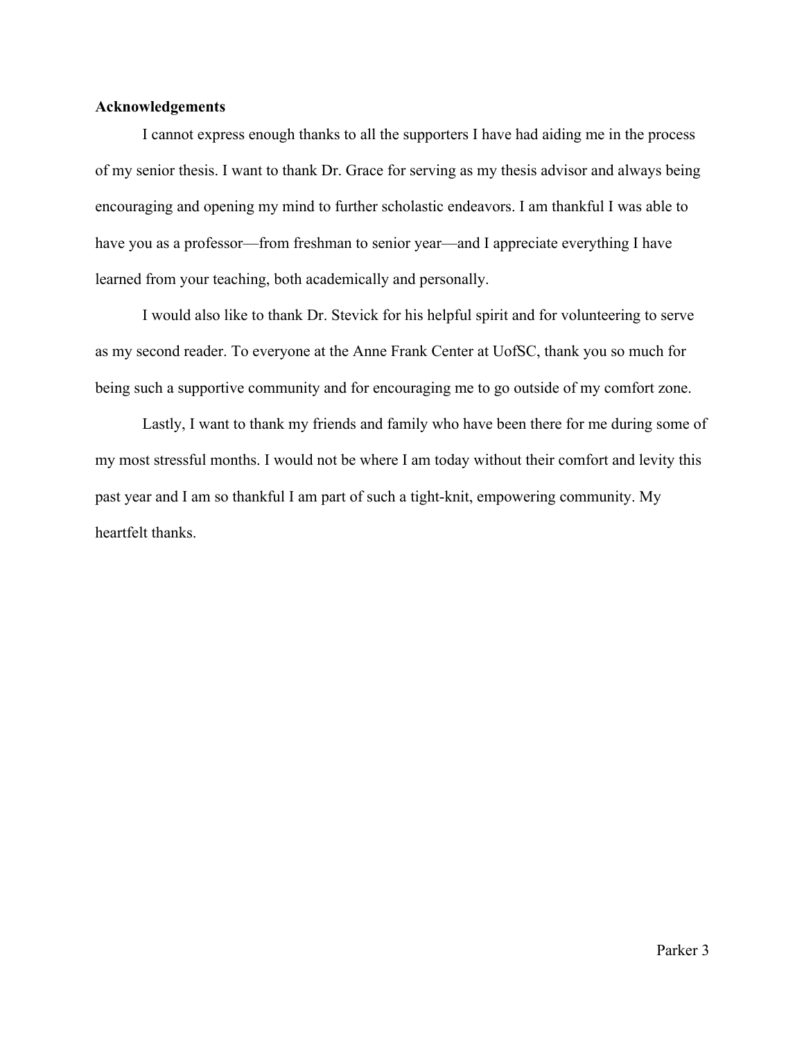**Acknowledgements**

I cannot express enough thanks to all the supporters I have had aiding me in the process of my senior thesis. I want to thank Dr. Grace for serving as my thesis advisor and always being encouraging and opening my mind to further scholastic endeavors. I am thankful I was able to have you as a professor—from freshman to senior year—and I appreciate everything I have learned from your teaching, both academically and personally.

I would also like to thank Dr. Stevick for his helpful spirit and for volunteering to serve as my second reader. To everyone at the Anne Frank Center at UofSC, thank you so much for being such a supportive community and for encouraging me to go outside of my comfort zone.

Lastly, I want to thank my friends and family who have been there for me during some of my most stressful months. I would not be where I am today without their comfort and levity this past year and I am so thankful I am part of such a tight-knit, empowering community. My heartfelt thanks.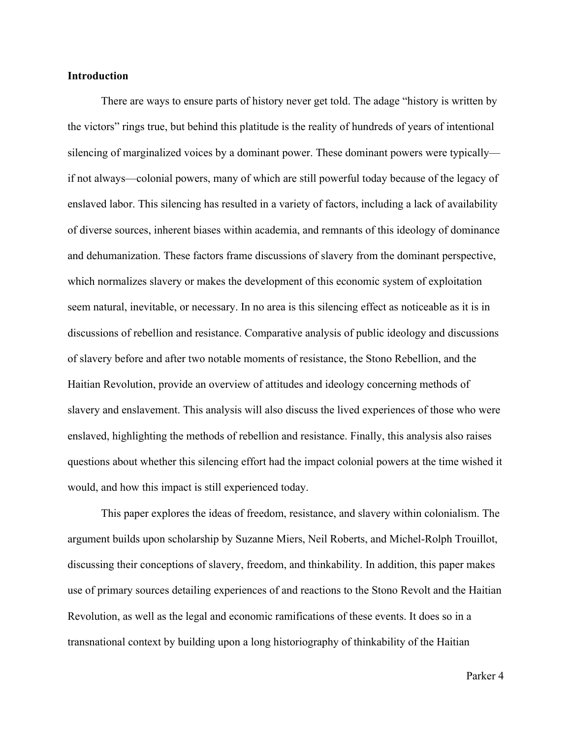**Introduction**

There are ways to ensure parts of history never get told. The adage "history is written by the victors" rings true, but behind this platitude is the reality of hundreds of years of intentional silencing of marginalized voices by a dominant power. These dominant powers were typically—if not always—colonial powers, many of which are still powerful today because of the legacy of enslaved labor. This silencing has resulted in a variety of factors, including a lack of availability of diverse sources, inherent biases within academia, and remnants of this ideology of dominance and dehumanization. These factors frame discussions of slavery from the dominant perspective, which normalizes slavery or makes the development of this economic system of exploitation seem natural, inevitable, or necessary. In no area is this silencing effect as noticeable as it is in discussions of rebellion and resistance. Comparative analysis of public ideology and discussions of slavery before and after two notable moments of resistance, the Stono Rebellion, and the Haitian Revolution, provide an overview of attitudes and ideology concerning methods of slavery and enslavement. This analysis will also discuss the lived experiences of those who were enslaved, highlighting the methods of rebellion and resistance. Finally, this analysis also raises questions about whether this silencing effort had the impact colonial powers at the time wished it would, and how this impact is still experienced today.

This paper explores the ideas of freedom, resistance, and slavery within colonialism. The argument builds upon scholarship by Suzanne Miers, Neil Roberts, and Michel-Rolph Trouillot, discussing their conceptions of slavery, freedom, and thinkability. In addition, this paper makes use of primary sources detailing experiences of and reactions to the Stono Revolt and the Haitian Revolution, as well as the legal and economic ramifications of these events. It does so in a transnational context by building upon a long historiography of thinkability of the Haitian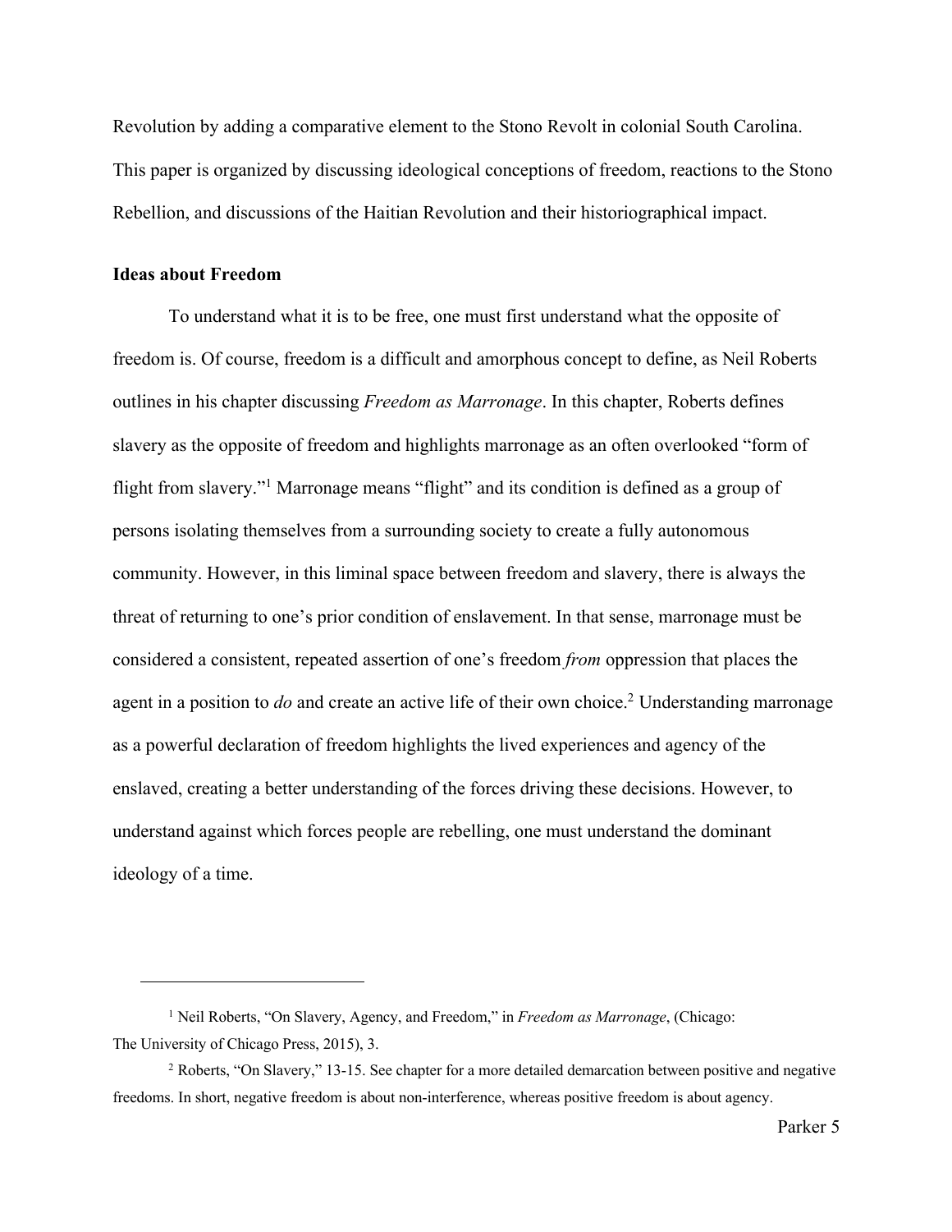Revolution by adding a comparative element to the Stono Revolt in colonial South Carolina. This paper is organized by discussing ideological conceptions of freedom, reactions to the Stono Rebellion, and discussions of the Haitian Revolution and their historiographical impact.

**Ideas about Freedom**

To understand what it is to be free, one must first understand what the opposite of freedom is. Of course, freedom is a difficult and amorphous concept to define, as Neil Roberts outlines in his chapter discussing *Freedom as Marronage*. In this chapter, Roberts defines slavery as the opposite of freedom and highlights marronage as an often overlooked "form of flight from slavery."[1] Marronage means "flight" and its condition is defined as a group of persons isolating themselves from a surrounding society to create a fully autonomous community. However, in this liminal space between freedom and slavery, there is always the threat of returning to one's prior condition of enslavement. In that sense, marronage must be considered a consistent, repeated assertion of one's freedom *from* oppression that places the agent in a position to *do* and create an active life of their own choice.[2] Understanding marronage as a powerful declaration of freedom highlights the lived experiences and agency of the enslaved, creating a better understanding of the forces driving these decisions. However, to understand against which forces people are rebelling, one must understand the dominant ideology of a time.

---

[1] Neil Roberts, "On Slavery, Agency, and Freedom," in *Freedom as Marronage*, (Chicago: The University of Chicago Press, 2015), 3.

[2] Roberts, "On Slavery," 13-15. See chapter for a more detailed demarcation between positive and negative freedoms. In short, negative freedom is about non-interference, whereas positive freedom is about agency.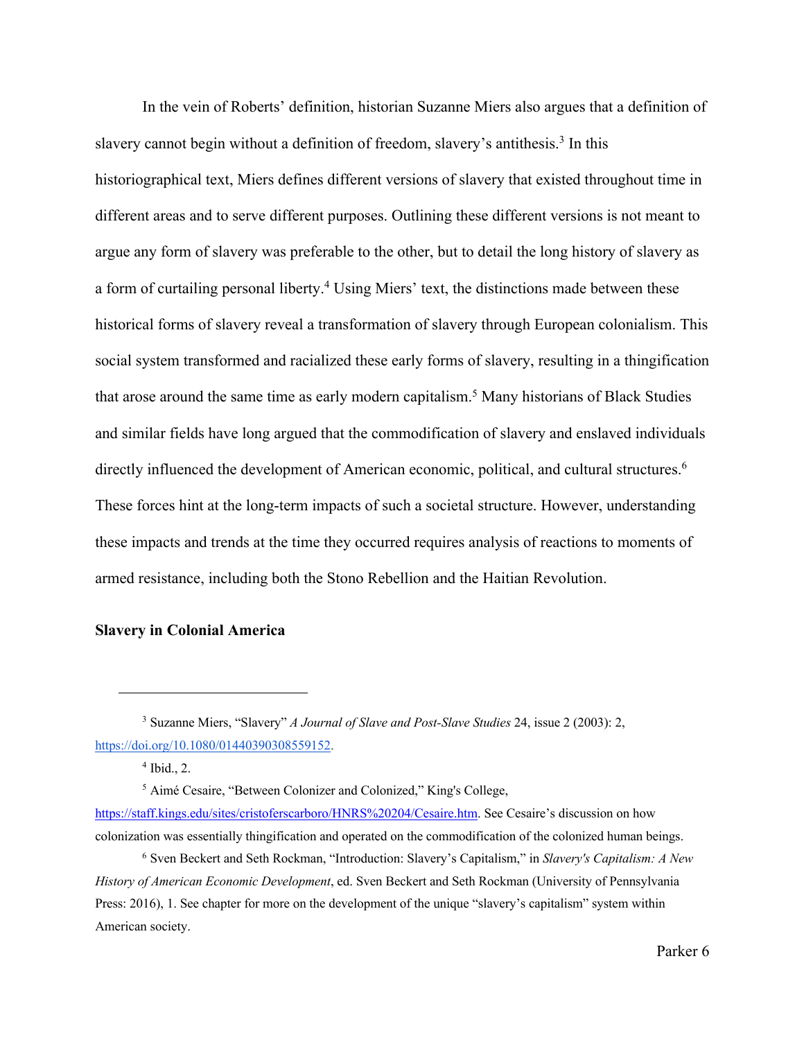In the vein of Roberts' definition, historian Suzanne Miers also argues that a definition of slavery cannot begin without a definition of freedom, slavery's antithesis.[3] In this historiographical text, Miers defines different versions of slavery that existed throughout time in different areas and to serve different purposes. Outlining these different versions is not meant to argue any form of slavery was preferable to the other, but to detail the long history of slavery as a form of curtailing personal liberty.[4] Using Miers' text, the distinctions made between these historical forms of slavery reveal a transformation of slavery through European colonialism. This social system transformed and racialized these early forms of slavery, resulting in a thingification that arose around the same time as early modern capitalism.[5] Many historians of Black Studies and similar fields have long argued that the commodification of slavery and enslaved individuals directly influenced the development of American economic, political, and cultural structures.[6] These forces hint at the long-term impacts of such a societal structure. However, understanding these impacts and trends at the time they occurred requires analysis of reactions to moments of armed resistance, including both the Stono Rebellion and the Haitian Revolution.

**Slavery in Colonial America**

---

[3] Suzanne Miers, "Slavery" *A Journal of Slave and Post-Slave Studies* 24, issue 2 (2003): 2, https://doi.org/10.1080/01440390308559152.

[4] Ibid., 2.

[5] Aimé Cesaire, "Between Colonizer and Colonized," King's College, https://staff.kings.edu/sites/cristoferscarboro/HNRS%20204/Cesaire.htm. See Cesaire's discussion on how colonization was essentially thingification and operated on the commodification of the colonized human beings.

[6] Sven Beckert and Seth Rockman, "Introduction: Slavery's Capitalism," in *Slavery's Capitalism: A New History of American Economic Development*, ed. Sven Beckert and Seth Rockman (University of Pennsylvania Press: 2016), 1. See chapter for more on the development of the unique "slavery's capitalism" system within American society.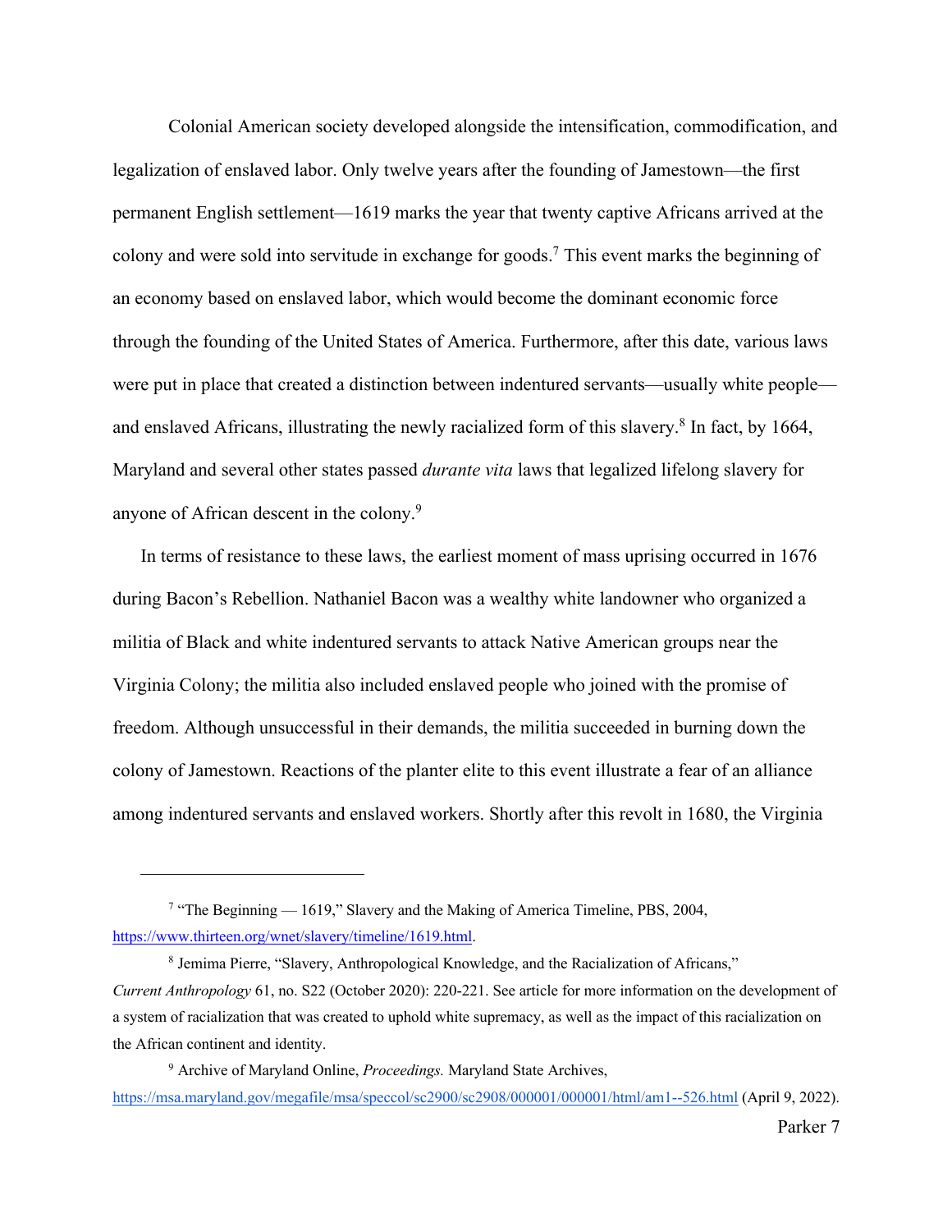Colonial American society developed alongside the intensification, commodification, and legalization of enslaved labor. Only twelve years after the founding of Jamestown—the first permanent English settlement—1619 marks the year that twenty captive Africans arrived at the colony and were sold into servitude in exchange for goods.[7] This event marks the beginning of an economy based on enslaved labor, which would become the dominant economic force through the founding of the United States of America. Furthermore, after this date, various laws were put in place that created a distinction between indentured servants—usually white people—and enslaved Africans, illustrating the newly racialized form of this slavery.[8] In fact, by 1664, Maryland and several other states passed *durante vita* laws that legalized lifelong slavery for anyone of African descent in the colony.[9]

In terms of resistance to these laws, the earliest moment of mass uprising occurred in 1676 during Bacon's Rebellion. Nathaniel Bacon was a wealthy white landowner who organized a militia of Black and white indentured servants to attack Native American groups near the Virginia Colony; the militia also included enslaved people who joined with the promise of freedom. Although unsuccessful in their demands, the militia succeeded in burning down the colony of Jamestown. Reactions of the planter elite to this event illustrate a fear of an alliance among indentured servants and enslaved workers. Shortly after this revolt in 1680, the Virginia

---

[7] "The Beginning — 1619," Slavery and the Making of America Timeline, PBS, 2004, https://www.thirteen.org/wnet/slavery/timeline/1619.html.

[8] Jemima Pierre, "Slavery, Anthropological Knowledge, and the Racialization of Africans," *Current Anthropology* 61, no. S22 (October 2020): 220-221. See article for more information on the development of a system of racialization that was created to uphold white supremacy, as well as the impact of this racialization on the African continent and identity.

[9] Archive of Maryland Online, *Proceedings.* Maryland State Archives, https://msa.maryland.gov/megafile/msa/speccol/sc2900/sc2908/000001/000001/html/am1--526.html (April 9, 2022).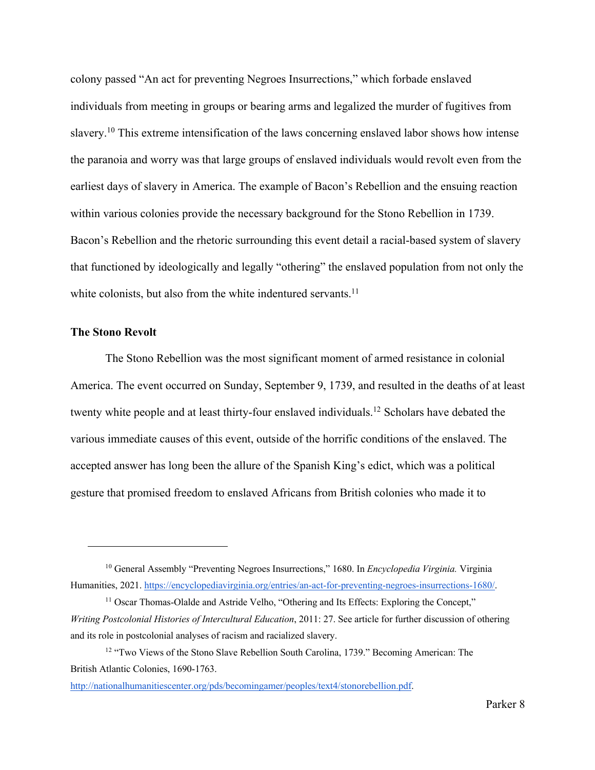colony passed "An act for preventing Negroes Insurrections," which forbade enslaved individuals from meeting in groups or bearing arms and legalized the murder of fugitives from slavery.[10] This extreme intensification of the laws concerning enslaved labor shows how intense the paranoia and worry was that large groups of enslaved individuals would revolt even from the earliest days of slavery in America. The example of Bacon's Rebellion and the ensuing reaction within various colonies provide the necessary background for the Stono Rebellion in 1739. Bacon's Rebellion and the rhetoric surrounding this event detail a racial-based system of slavery that functioned by ideologically and legally "othering" the enslaved population from not only the white colonists, but also from the white indentured servants.[11]

**The Stono Revolt**

The Stono Rebellion was the most significant moment of armed resistance in colonial America. The event occurred on Sunday, September 9, 1739, and resulted in the deaths of at least twenty white people and at least thirty-four enslaved individuals.[12] Scholars have debated the various immediate causes of this event, outside of the horrific conditions of the enslaved. The accepted answer has long been the allure of the Spanish King's edict, which was a political gesture that promised freedom to enslaved Africans from British colonies who made it to

---

[10] General Assembly "Preventing Negroes Insurrections," 1680. In *Encyclopedia Virginia.* Virginia Humanities, 2021. https://encyclopediavirginia.org/entries/an-act-for-preventing-negroes-insurrections-1680/.

[11] Oscar Thomas-Olalde and Astride Velho, "Othering and Its Effects: Exploring the Concept," *Writing Postcolonial Histories of Intercultural Education*, 2011: 27. See article for further discussion of othering and its role in postcolonial analyses of racism and racialized slavery.

[12] "Two Views of the Stono Slave Rebellion South Carolina, 1739." Becoming American: The British Atlantic Colonies, 1690-1763. http://nationalhumanitiescenter.org/pds/becomingamer/peoples/text4/stonorebellion.pdf.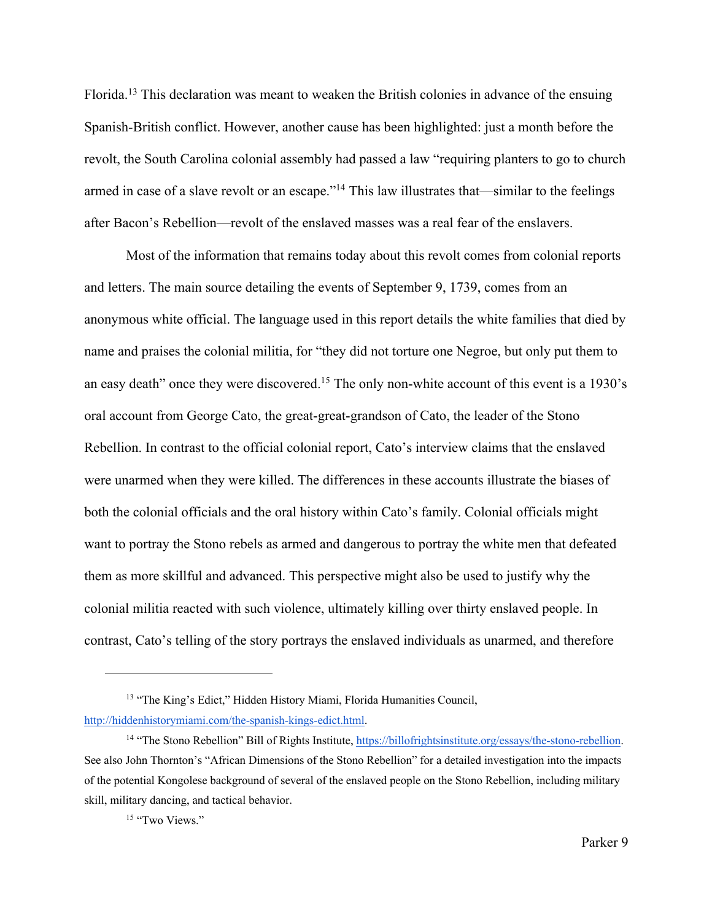Florida.[13] This declaration was meant to weaken the British colonies in advance of the ensuing Spanish-British conflict. However, another cause has been highlighted: just a month before the revolt, the South Carolina colonial assembly had passed a law "requiring planters to go to church armed in case of a slave revolt or an escape."[14] This law illustrates that—similar to the feelings after Bacon's Rebellion—revolt of the enslaved masses was a real fear of the enslavers.

Most of the information that remains today about this revolt comes from colonial reports and letters. The main source detailing the events of September 9, 1739, comes from an anonymous white official. The language used in this report details the white families that died by name and praises the colonial militia, for "they did not torture one Negroe, but only put them to an easy death" once they were discovered.[15] The only non-white account of this event is a 1930's oral account from George Cato, the great-great-grandson of Cato, the leader of the Stono Rebellion. In contrast to the official colonial report, Cato's interview claims that the enslaved were unarmed when they were killed. The differences in these accounts illustrate the biases of both the colonial officials and the oral history within Cato's family. Colonial officials might want to portray the Stono rebels as armed and dangerous to portray the white men that defeated them as more skillful and advanced. This perspective might also be used to justify why the colonial militia reacted with such violence, ultimately killing over thirty enslaved people. In contrast, Cato's telling of the story portrays the enslaved individuals as unarmed, and therefore

---

[13] "The King's Edict," Hidden History Miami, Florida Humanities Council, http://hiddenhistorymiami.com/the-spanish-kings-edict.html.

[14] "The Stono Rebellion" Bill of Rights Institute, https://billofrightsinstitute.org/essays/the-stono-rebellion. See also John Thornton's "African Dimensions of the Stono Rebellion" for a detailed investigation into the impacts of the potential Kongolese background of several of the enslaved people on the Stono Rebellion, including military skill, military dancing, and tactical behavior.

[15] "Two Views."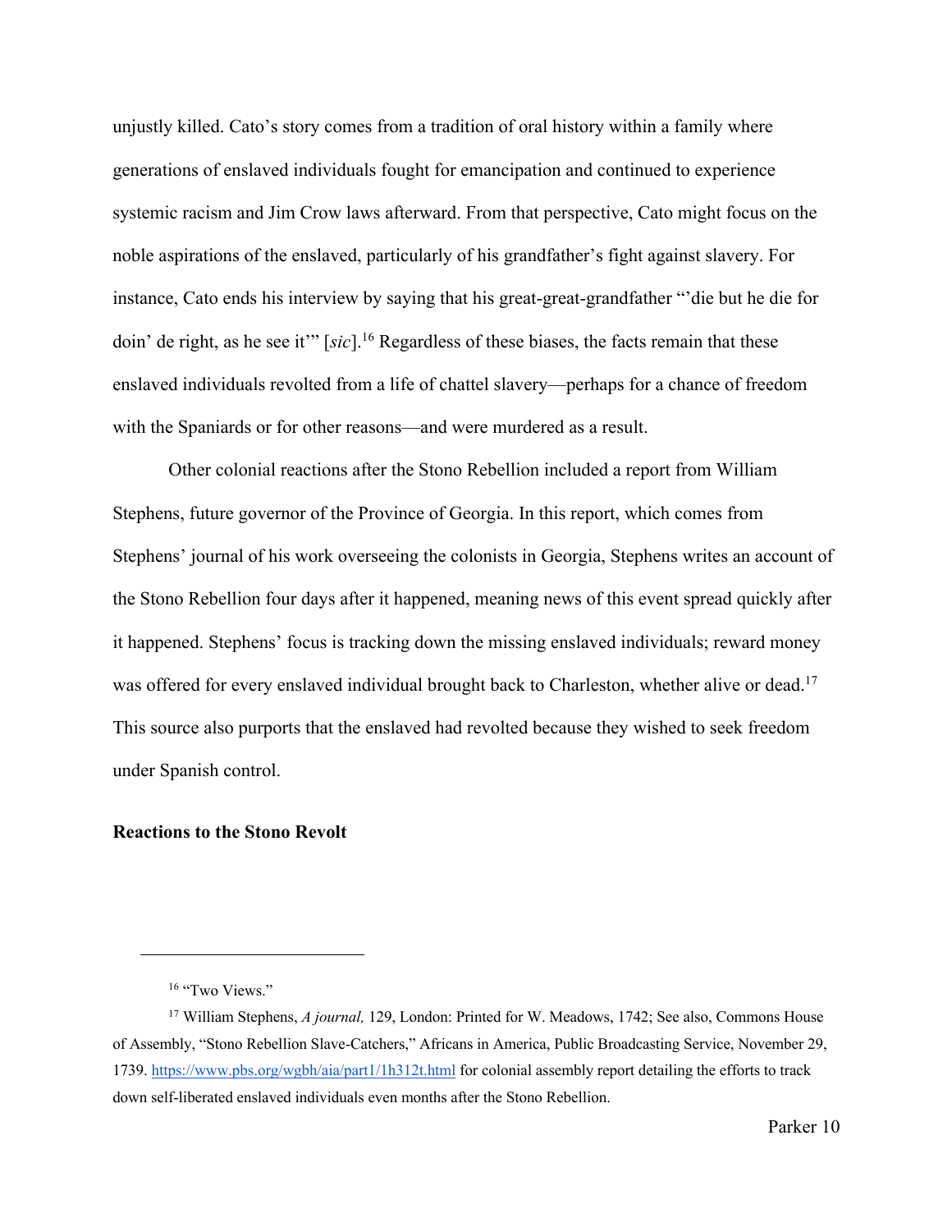unjustly killed. Cato's story comes from a tradition of oral history within a family where generations of enslaved individuals fought for emancipation and continued to experience systemic racism and Jim Crow laws afterward. From that perspective, Cato might focus on the noble aspirations of the enslaved, particularly of his grandfather's fight against slavery. For instance, Cato ends his interview by saying that his great-great-grandfather "'die but he die for doin' de right, as he see it'" [*sic*].[16] Regardless of these biases, the facts remain that these enslaved individuals revolted from a life of chattel slavery—perhaps for a chance of freedom with the Spaniards or for other reasons—and were murdered as a result.

Other colonial reactions after the Stono Rebellion included a report from William Stephens, future governor of the Province of Georgia. In this report, which comes from Stephens' journal of his work overseeing the colonists in Georgia, Stephens writes an account of the Stono Rebellion four days after it happened, meaning news of this event spread quickly after it happened. Stephens' focus is tracking down the missing enslaved individuals; reward money was offered for every enslaved individual brought back to Charleston, whether alive or dead.[17] This source also purports that the enslaved had revolted because they wished to seek freedom under Spanish control.

**Reactions to the Stono Revolt**

---

[16] "Two Views."

[17] William Stephens, *A journal,* 129, London: Printed for W. Meadows, 1742; See also, Commons House of Assembly, "Stono Rebellion Slave-Catchers," Africans in America, Public Broadcasting Service, November 29, 1739. https://www.pbs.org/wgbh/aia/part1/1h312t.html for colonial assembly report detailing the efforts to track down self-liberated enslaved individuals even months after the Stono Rebellion.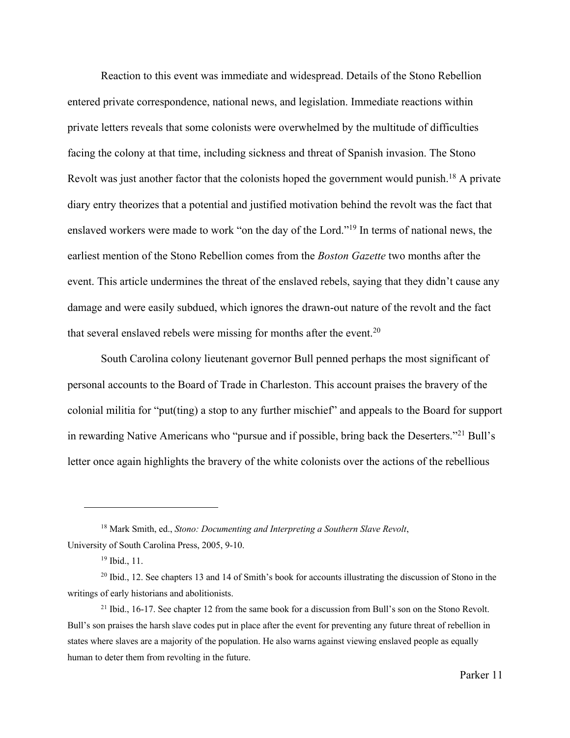Reaction to this event was immediate and widespread. Details of the Stono Rebellion entered private correspondence, national news, and legislation. Immediate reactions within private letters reveals that some colonists were overwhelmed by the multitude of difficulties facing the colony at that time, including sickness and threat of Spanish invasion. The Stono Revolt was just another factor that the colonists hoped the government would punish.[18] A private diary entry theorizes that a potential and justified motivation behind the revolt was the fact that enslaved workers were made to work "on the day of the Lord."[19] In terms of national news, the earliest mention of the Stono Rebellion comes from the *Boston Gazette* two months after the event. This article undermines the threat of the enslaved rebels, saying that they didn't cause any damage and were easily subdued, which ignores the drawn-out nature of the revolt and the fact that several enslaved rebels were missing for months after the event.[20]

South Carolina colony lieutenant governor Bull penned perhaps the most significant of personal accounts to the Board of Trade in Charleston. This account praises the bravery of the colonial militia for "put(ting) a stop to any further mischief" and appeals to the Board for support in rewarding Native Americans who "pursue and if possible, bring back the Deserters."[21] Bull's letter once again highlights the bravery of the white colonists over the actions of the rebellious

---

[18] Mark Smith, ed., *Stono: Documenting and Interpreting a Southern Slave Revolt*, University of South Carolina Press, 2005, 9-10.

[19] Ibid., 11.

[20] Ibid., 12. See chapters 13 and 14 of Smith's book for accounts illustrating the discussion of Stono in the writings of early historians and abolitionists.

[21] Ibid., 16-17. See chapter 12 from the same book for a discussion from Bull's son on the Stono Revolt. Bull's son praises the harsh slave codes put in place after the event for preventing any future threat of rebellion in states where slaves are a majority of the population. He also warns against viewing enslaved people as equally human to deter them from revolting in the future.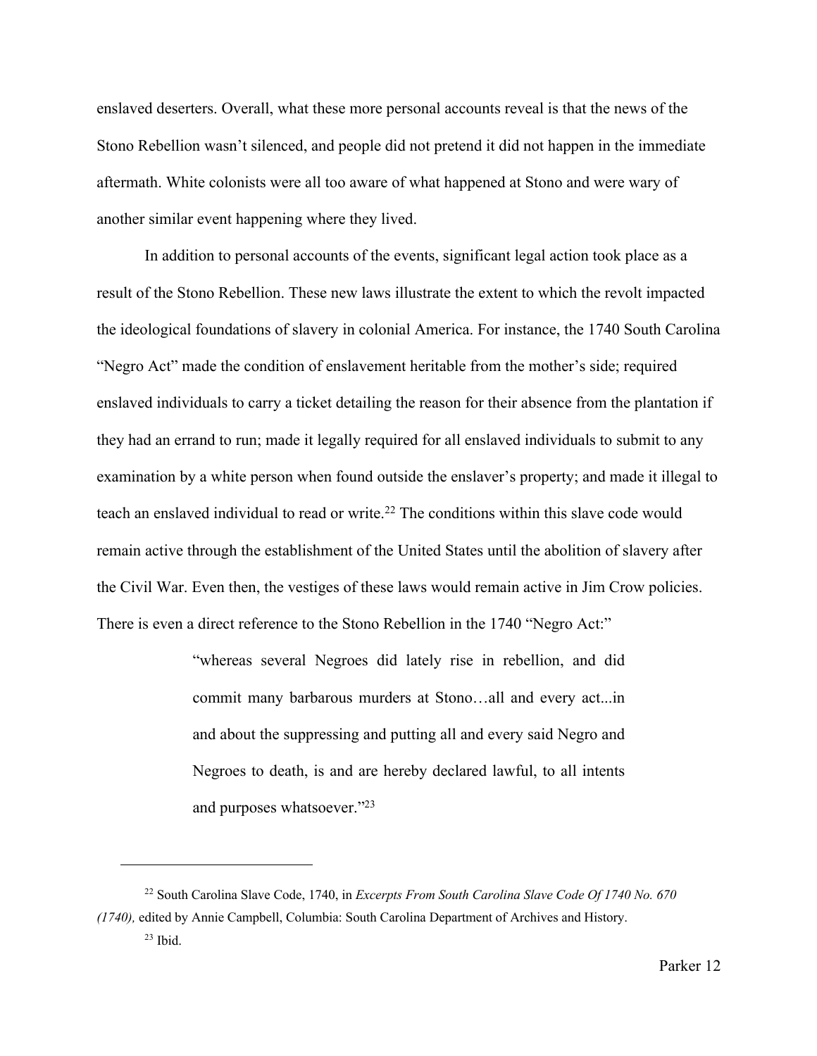enslaved deserters. Overall, what these more personal accounts reveal is that the news of the Stono Rebellion wasn't silenced, and people did not pretend it did not happen in the immediate aftermath. White colonists were all too aware of what happened at Stono and were wary of another similar event happening where they lived.

In addition to personal accounts of the events, significant legal action took place as a result of the Stono Rebellion. These new laws illustrate the extent to which the revolt impacted the ideological foundations of slavery in colonial America. For instance, the 1740 South Carolina "Negro Act" made the condition of enslavement heritable from the mother's side; required enslaved individuals to carry a ticket detailing the reason for their absence from the plantation if they had an errand to run; made it legally required for all enslaved individuals to submit to any examination by a white person when found outside the enslaver's property; and made it illegal to teach an enslaved individual to read or write.[22] The conditions within this slave code would remain active through the establishment of the United States until the abolition of slavery after the Civil War. Even then, the vestiges of these laws would remain active in Jim Crow policies. There is even a direct reference to the Stono Rebellion in the 1740 "Negro Act:"

> "whereas several Negroes did lately rise in rebellion, and did commit many barbarous murders at Stono…all and every act...in and about the suppressing and putting all and every said Negro and Negroes to death, is and are hereby declared lawful, to all intents and purposes whatsoever."[23]

---

[22] South Carolina Slave Code, 1740, in *Excerpts From South Carolina Slave Code Of 1740 No. 670 (1740),* edited by Annie Campbell, Columbia: South Carolina Department of Archives and History.

[23] Ibid.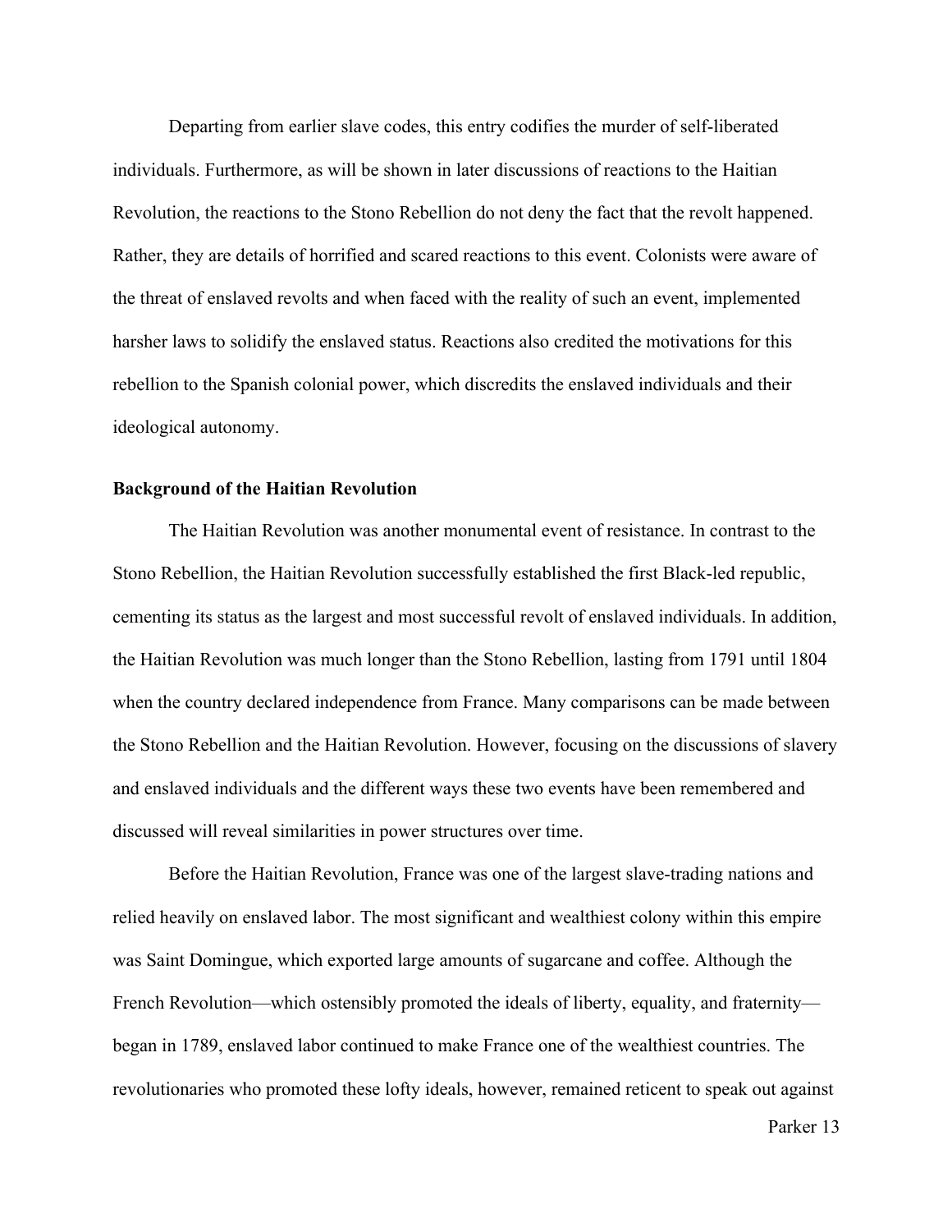Departing from earlier slave codes, this entry codifies the murder of self-liberated individuals. Furthermore, as will be shown in later discussions of reactions to the Haitian Revolution, the reactions to the Stono Rebellion do not deny the fact that the revolt happened. Rather, they are details of horrified and scared reactions to this event. Colonists were aware of the threat of enslaved revolts and when faced with the reality of such an event, implemented harsher laws to solidify the enslaved status. Reactions also credited the motivations for this rebellion to the Spanish colonial power, which discredits the enslaved individuals and their ideological autonomy.

**Background of the Haitian Revolution**

The Haitian Revolution was another monumental event of resistance. In contrast to the Stono Rebellion, the Haitian Revolution successfully established the first Black-led republic, cementing its status as the largest and most successful revolt of enslaved individuals. In addition, the Haitian Revolution was much longer than the Stono Rebellion, lasting from 1791 until 1804 when the country declared independence from France. Many comparisons can be made between the Stono Rebellion and the Haitian Revolution. However, focusing on the discussions of slavery and enslaved individuals and the different ways these two events have been remembered and discussed will reveal similarities in power structures over time.

Before the Haitian Revolution, France was one of the largest slave-trading nations and relied heavily on enslaved labor. The most significant and wealthiest colony within this empire was Saint Domingue, which exported large amounts of sugarcane and coffee. Although the French Revolution—which ostensibly promoted the ideals of liberty, equality, and fraternity—began in 1789, enslaved labor continued to make France one of the wealthiest countries. The revolutionaries who promoted these lofty ideals, however, remained reticent to speak out against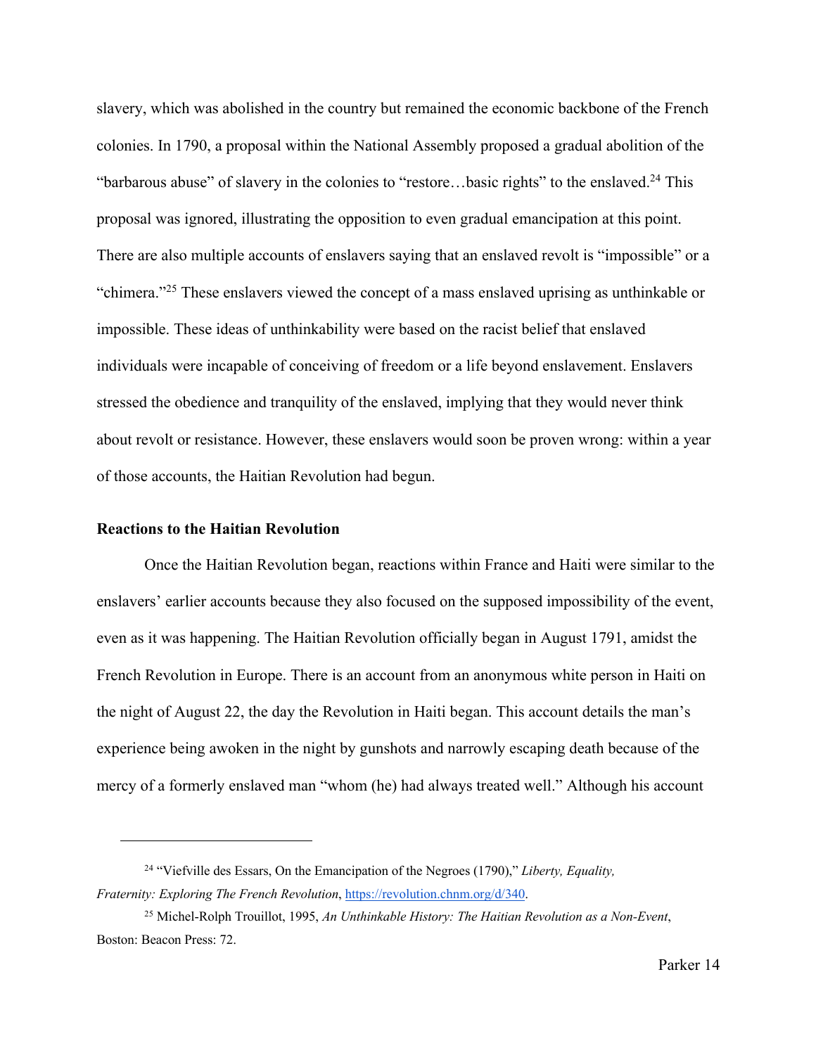slavery, which was abolished in the country but remained the economic backbone of the French colonies. In 1790, a proposal within the National Assembly proposed a gradual abolition of the "barbarous abuse" of slavery in the colonies to "restore…basic rights" to the enslaved.[24] This proposal was ignored, illustrating the opposition to even gradual emancipation at this point. There are also multiple accounts of enslavers saying that an enslaved revolt is "impossible" or a "chimera."[25] These enslavers viewed the concept of a mass enslaved uprising as unthinkable or impossible. These ideas of unthinkability were based on the racist belief that enslaved individuals were incapable of conceiving of freedom or a life beyond enslavement. Enslavers stressed the obedience and tranquility of the enslaved, implying that they would never think about revolt or resistance. However, these enslavers would soon be proven wrong: within a year of those accounts, the Haitian Revolution had begun.

**Reactions to the Haitian Revolution**

Once the Haitian Revolution began, reactions within France and Haiti were similar to the enslavers' earlier accounts because they also focused on the supposed impossibility of the event, even as it was happening. The Haitian Revolution officially began in August 1791, amidst the French Revolution in Europe. There is an account from an anonymous white person in Haiti on the night of August 22, the day the Revolution in Haiti began. This account details the man's experience being awoken in the night by gunshots and narrowly escaping death because of the mercy of a formerly enslaved man "whom (he) had always treated well." Although his account

---

[24] "Viefville des Essars, On the Emancipation of the Negroes (1790)," *Liberty, Equality, Fraternity: Exploring The French Revolution*, https://revolution.chnm.org/d/340.

[25] Michel-Rolph Trouillot, 1995, *An Unthinkable History: The Haitian Revolution as a Non-Event*, Boston: Beacon Press: 72.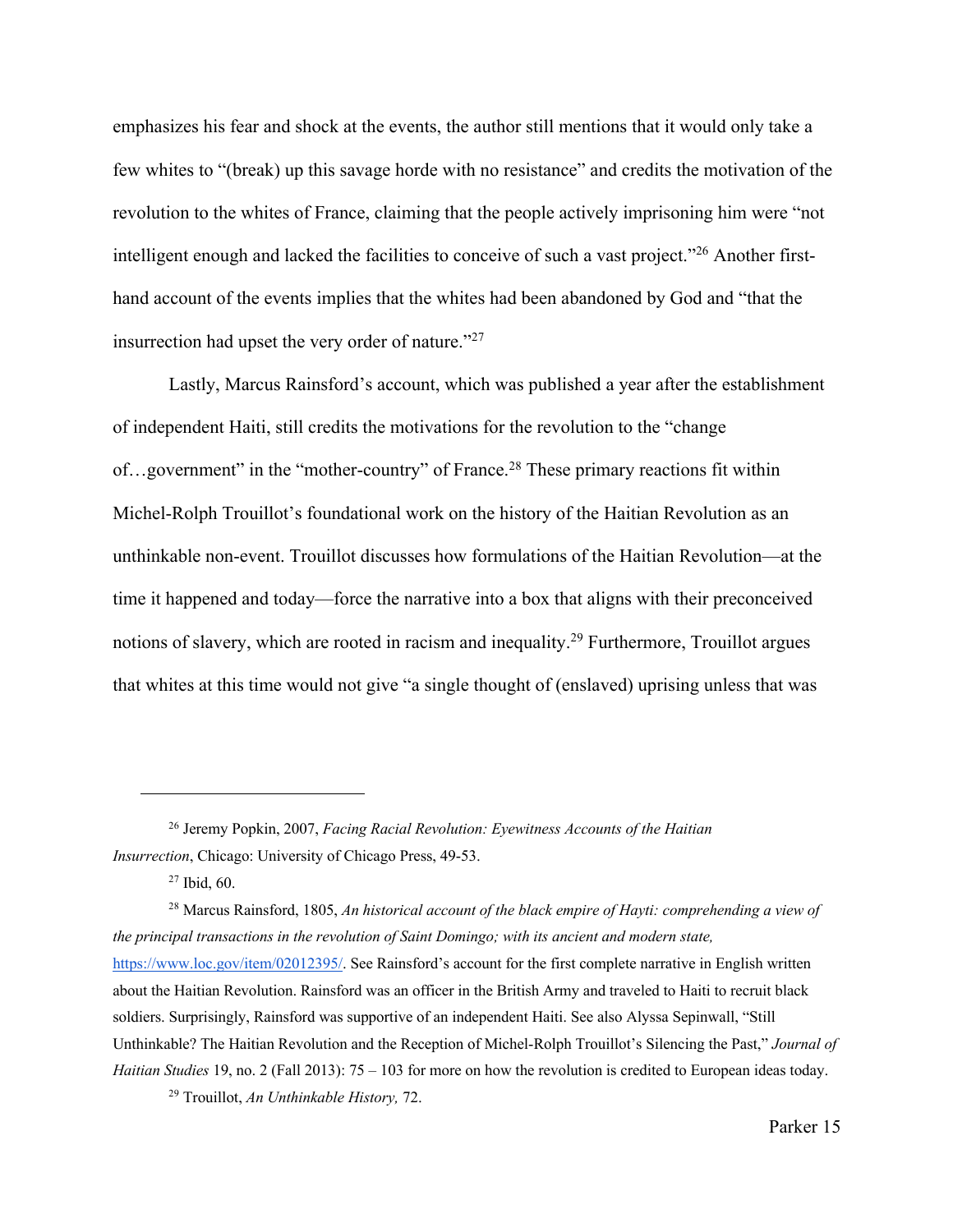emphasizes his fear and shock at the events, the author still mentions that it would only take a few whites to "(break) up this savage horde with no resistance" and credits the motivation of the revolution to the whites of France, claiming that the people actively imprisoning him were "not intelligent enough and lacked the facilities to conceive of such a vast project."[26] Another first-hand account of the events implies that the whites had been abandoned by God and "that the insurrection had upset the very order of nature."[27]

Lastly, Marcus Rainsford's account, which was published a year after the establishment of independent Haiti, still credits the motivations for the revolution to the "change of…government" in the "mother-country" of France.[28] These primary reactions fit within Michel-Rolph Trouillot's foundational work on the history of the Haitian Revolution as an unthinkable non-event. Trouillot discusses how formulations of the Haitian Revolution—at the time it happened and today—force the narrative into a box that aligns with their preconceived notions of slavery, which are rooted in racism and inequality.[29] Furthermore, Trouillot argues that whites at this time would not give "a single thought of (enslaved) uprising unless that was

---

[26] Jeremy Popkin, 2007, *Facing Racial Revolution: Eyewitness Accounts of the Haitian Insurrection*, Chicago: University of Chicago Press, 49-53.

[27] Ibid, 60.

[28] Marcus Rainsford, 1805, *An historical account of the black empire of Hayti: comprehending a view of the principal transactions in the revolution of Saint Domingo; with its ancient and modern state,* https://www.loc.gov/item/02012395/. See Rainsford's account for the first complete narrative in English written about the Haitian Revolution. Rainsford was an officer in the British Army and traveled to Haiti to recruit black soldiers. Surprisingly, Rainsford was supportive of an independent Haiti. See also Alyssa Sepinwall, "Still Unthinkable? The Haitian Revolution and the Reception of Michel-Rolph Trouillot's Silencing the Past," *Journal of Haitian Studies* 19, no. 2 (Fall 2013): 75 – 103 for more on how the revolution is credited to European ideas today.

[29] Trouillot, *An Unthinkable History,* 72.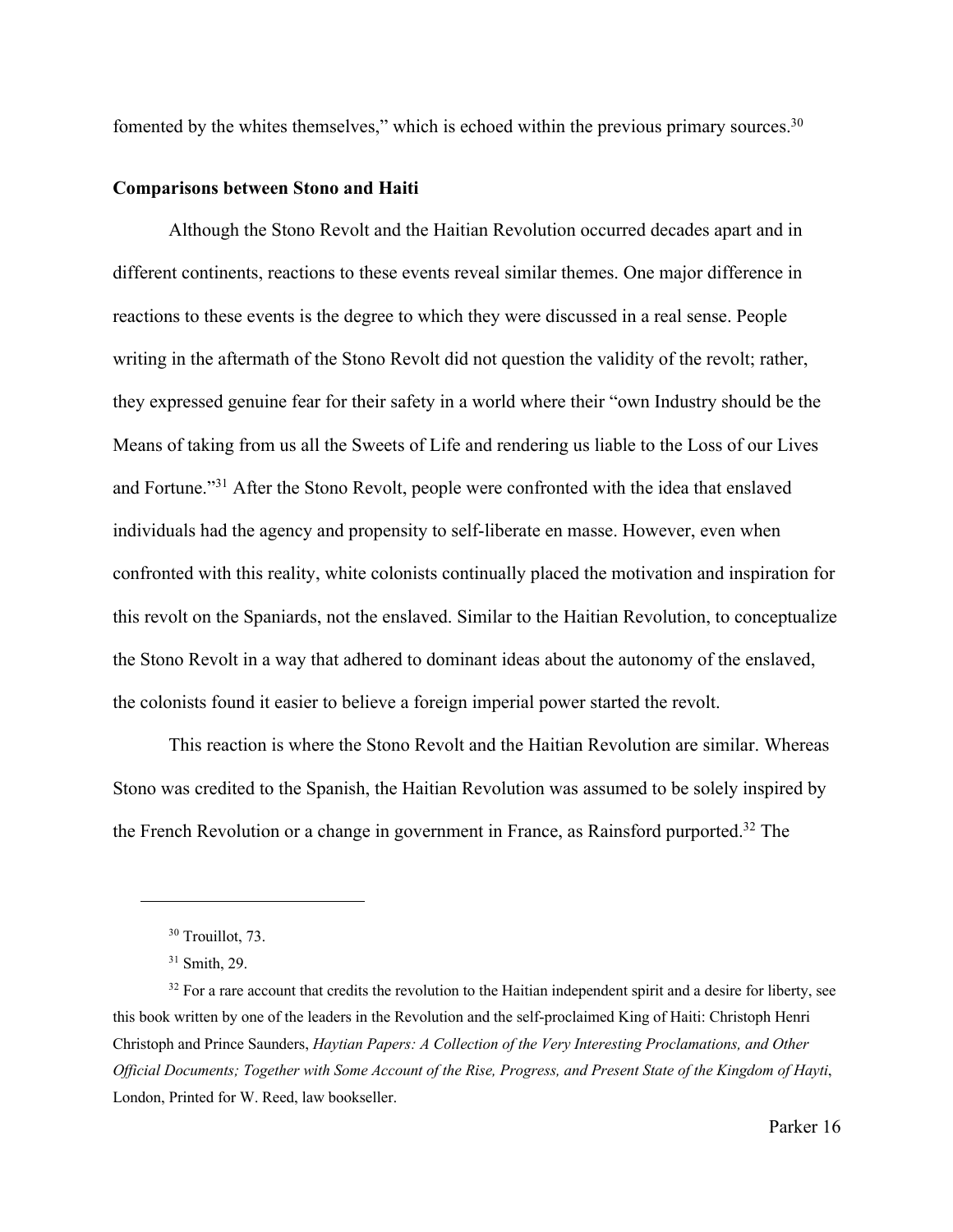fomented by the whites themselves," which is echoed within the previous primary sources.[30]

**Comparisons between Stono and Haiti**

Although the Stono Revolt and the Haitian Revolution occurred decades apart and in different continents, reactions to these events reveal similar themes. One major difference in reactions to these events is the degree to which they were discussed in a real sense. People writing in the aftermath of the Stono Revolt did not question the validity of the revolt; rather, they expressed genuine fear for their safety in a world where their "own Industry should be the Means of taking from us all the Sweets of Life and rendering us liable to the Loss of our Lives and Fortune."[31] After the Stono Revolt, people were confronted with the idea that enslaved individuals had the agency and propensity to self-liberate en masse. However, even when confronted with this reality, white colonists continually placed the motivation and inspiration for this revolt on the Spaniards, not the enslaved. Similar to the Haitian Revolution, to conceptualize the Stono Revolt in a way that adhered to dominant ideas about the autonomy of the enslaved, the colonists found it easier to believe a foreign imperial power started the revolt.

This reaction is where the Stono Revolt and the Haitian Revolution are similar. Whereas Stono was credited to the Spanish, the Haitian Revolution was assumed to be solely inspired by the French Revolution or a change in government in France, as Rainsford purported.[32] The

---

[30] Trouillot, 73.

[31] Smith, 29.

[32] For a rare account that credits the revolution to the Haitian independent spirit and a desire for liberty, see this book written by one of the leaders in the Revolution and the self-proclaimed King of Haiti: Christoph Henri Christoph and Prince Saunders, *Haytian Papers: A Collection of the Very Interesting Proclamations, and Other Official Documents; Together with Some Account of the Rise, Progress, and Present State of the Kingdom of Hayti*, London, Printed for W. Reed, law bookseller.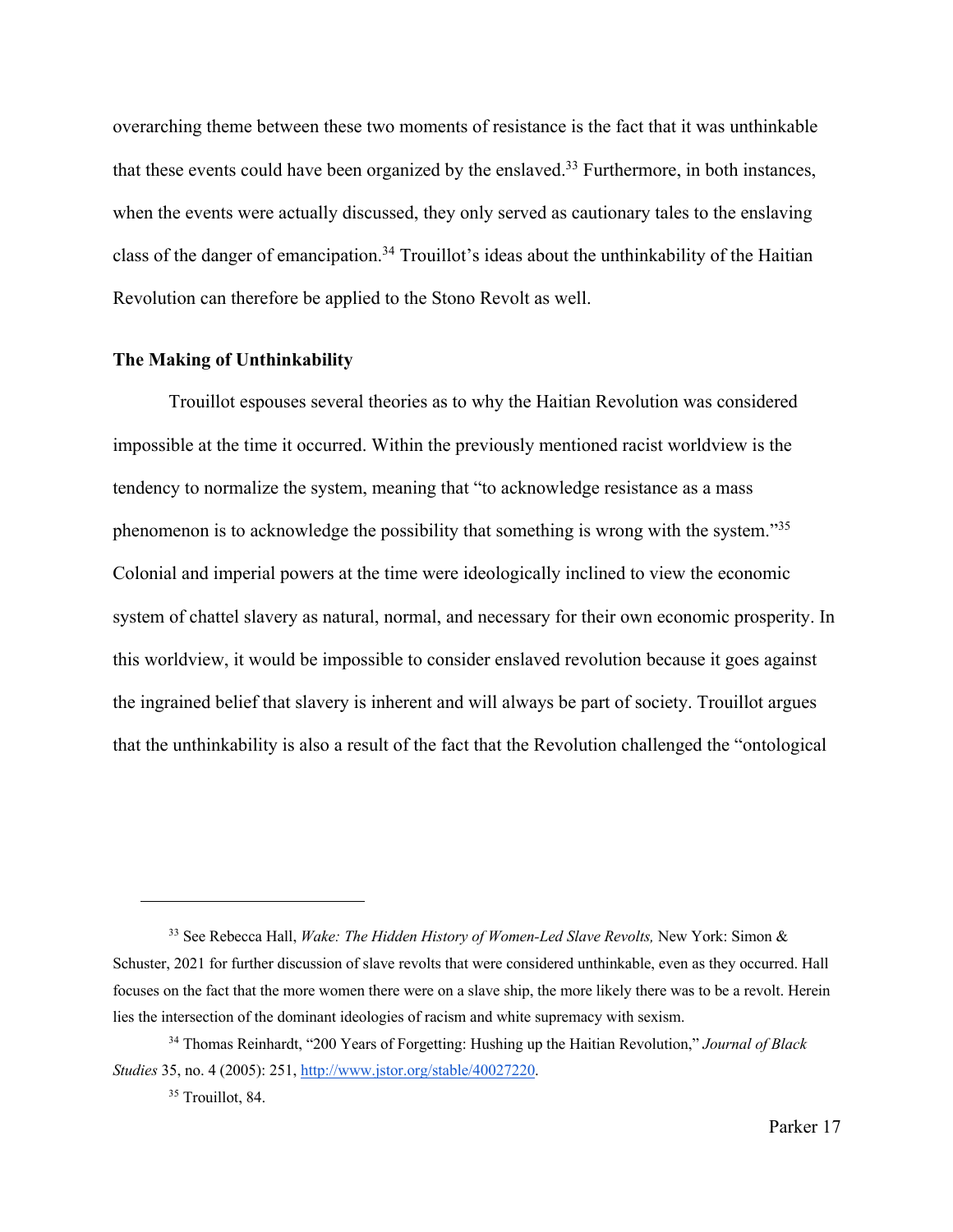overarching theme between these two moments of resistance is the fact that it was unthinkable that these events could have been organized by the enslaved.[33] Furthermore, in both instances, when the events were actually discussed, they only served as cautionary tales to the enslaving class of the danger of emancipation.[34] Trouillot's ideas about the unthinkability of the Haitian Revolution can therefore be applied to the Stono Revolt as well.

### The Making of Unthinkability

Trouillot espouses several theories as to why the Haitian Revolution was considered impossible at the time it occurred. Within the previously mentioned racist worldview is the tendency to normalize the system, meaning that "to acknowledge resistance as a mass phenomenon is to acknowledge the possibility that something is wrong with the system."[35] Colonial and imperial powers at the time were ideologically inclined to view the economic system of chattel slavery as natural, normal, and necessary for their own economic prosperity. In this worldview, it would be impossible to consider enslaved revolution because it goes against the ingrained belief that slavery is inherent and will always be part of society. Trouillot argues that the unthinkability is also a result of the fact that the Revolution challenged the "ontological

---

[33] See Rebecca Hall, *Wake: The Hidden History of Women-Led Slave Revolts,* New York: Simon & Schuster, 2021 for further discussion of slave revolts that were considered unthinkable, even as they occurred. Hall focuses on the fact that the more women there were on a slave ship, the more likely there was to be a revolt. Herein lies the intersection of the dominant ideologies of racism and white supremacy with sexism.

[34] Thomas Reinhardt, "200 Years of Forgetting: Hushing up the Haitian Revolution," *Journal of Black Studies* 35, no. 4 (2005): 251, http://www.jstor.org/stable/40027220.

[35] Trouillot, 84.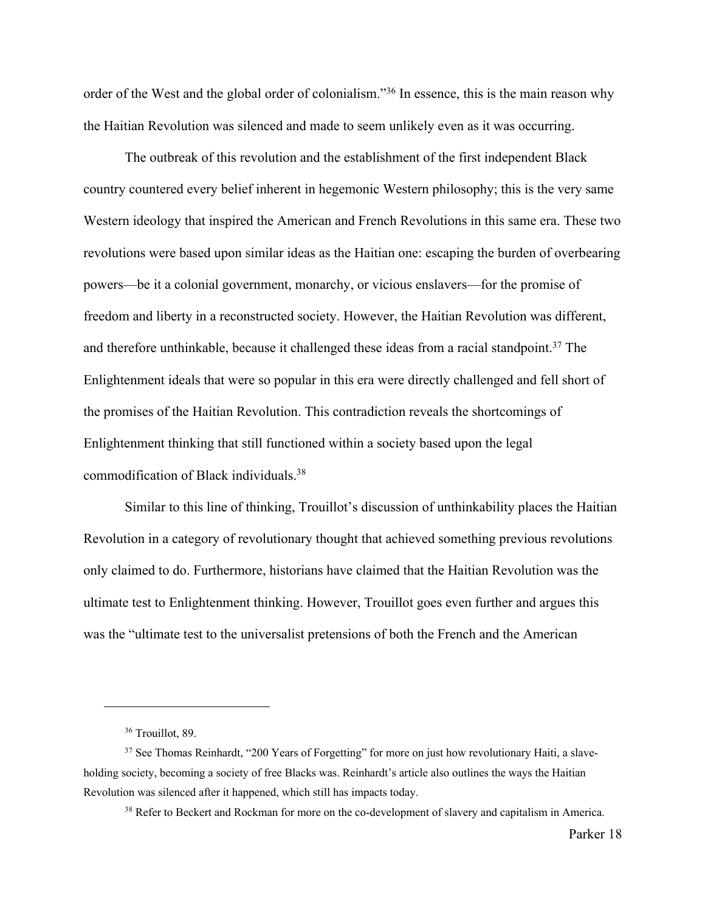order of the West and the global order of colonialism."[36] In essence, this is the main reason why the Haitian Revolution was silenced and made to seem unlikely even as it was occurring.

The outbreak of this revolution and the establishment of the first independent Black country countered every belief inherent in hegemonic Western philosophy; this is the very same Western ideology that inspired the American and French Revolutions in this same era. These two revolutions were based upon similar ideas as the Haitian one: escaping the burden of overbearing powers—be it a colonial government, monarchy, or vicious enslavers—for the promise of freedom and liberty in a reconstructed society. However, the Haitian Revolution was different, and therefore unthinkable, because it challenged these ideas from a racial standpoint.[37] The Enlightenment ideals that were so popular in this era were directly challenged and fell short of the promises of the Haitian Revolution. This contradiction reveals the shortcomings of Enlightenment thinking that still functioned within a society based upon the legal commodification of Black individuals.[38]

Similar to this line of thinking, Trouillot's discussion of unthinkability places the Haitian Revolution in a category of revolutionary thought that achieved something previous revolutions only claimed to do. Furthermore, historians have claimed that the Haitian Revolution was the ultimate test to Enlightenment thinking. However, Trouillot goes even further and argues this was the "ultimate test to the universalist pretensions of both the French and the American

---

[36] Trouillot, 89.

[37] See Thomas Reinhardt, "200 Years of Forgetting" for more on just how revolutionary Haiti, a slave-holding society, becoming a society of free Blacks was. Reinhardt's article also outlines the ways the Haitian Revolution was silenced after it happened, which still has impacts today.

[38] Refer to Beckert and Rockman for more on the co-development of slavery and capitalism in America.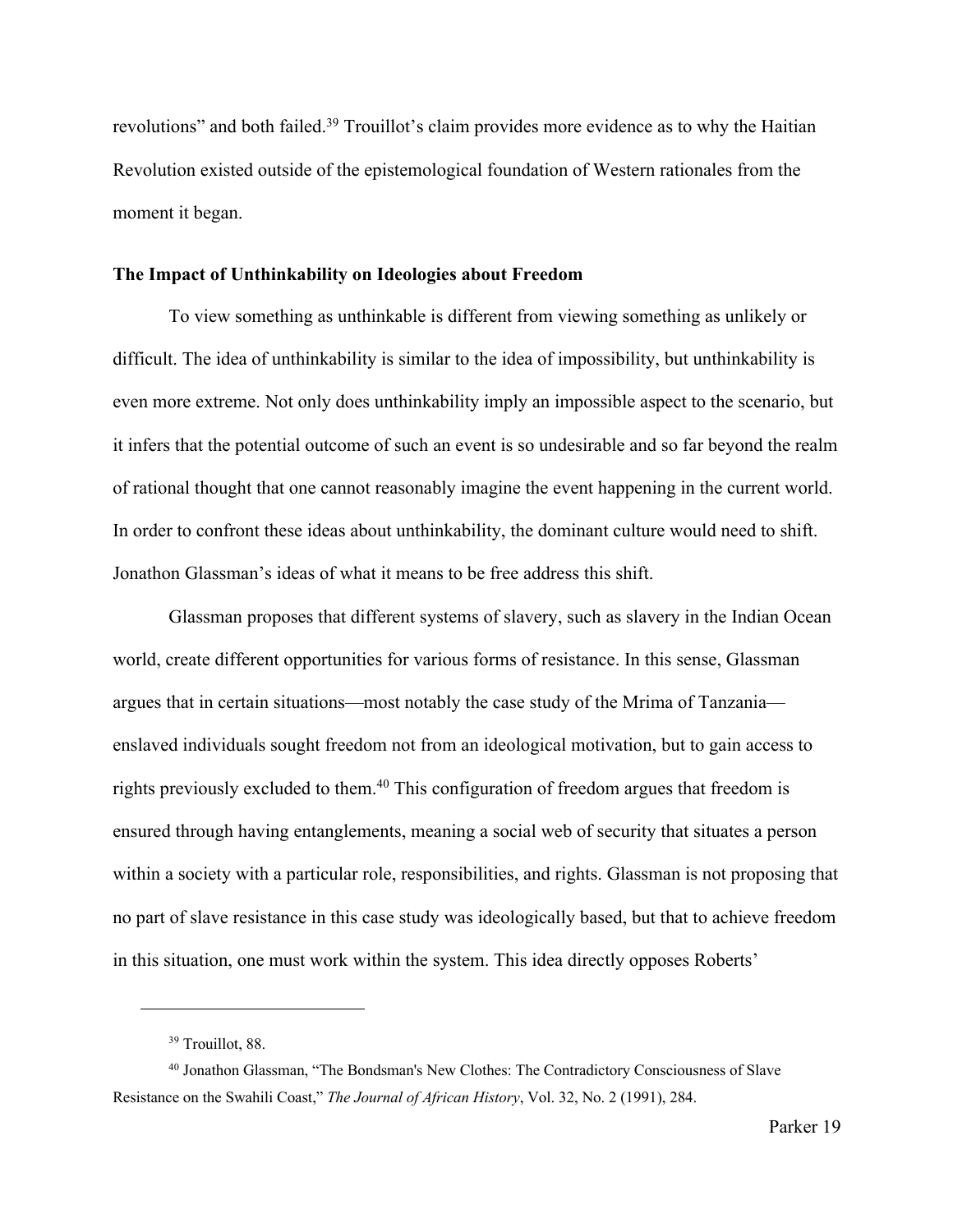revolutions" and both failed.[39] Trouillot's claim provides more evidence as to why the Haitian Revolution existed outside of the epistemological foundation of Western rationales from the moment it began.

### The Impact of Unthinkability on Ideologies about Freedom

To view something as unthinkable is different from viewing something as unlikely or difficult. The idea of unthinkability is similar to the idea of impossibility, but unthinkability is even more extreme. Not only does unthinkability imply an impossible aspect to the scenario, but it infers that the potential outcome of such an event is so undesirable and so far beyond the realm of rational thought that one cannot reasonably imagine the event happening in the current world. In order to confront these ideas about unthinkability, the dominant culture would need to shift. Jonathon Glassman's ideas of what it means to be free address this shift.

Glassman proposes that different systems of slavery, such as slavery in the Indian Ocean world, create different opportunities for various forms of resistance. In this sense, Glassman argues that in certain situations—most notably the case study of the Mrima of Tanzania—enslaved individuals sought freedom not from an ideological motivation, but to gain access to rights previously excluded to them.[40] This configuration of freedom argues that freedom is ensured through having entanglements, meaning a social web of security that situates a person within a society with a particular role, responsibilities, and rights. Glassman is not proposing that no part of slave resistance in this case study was ideologically based, but that to achieve freedom in this situation, one must work within the system. This idea directly opposes Roberts'

---

[39] Trouillot, 88.

[40] Jonathon Glassman, "The Bondsman's New Clothes: The Contradictory Consciousness of Slave Resistance on the Swahili Coast," *The Journal of African History*, Vol. 32, No. 2 (1991), 284.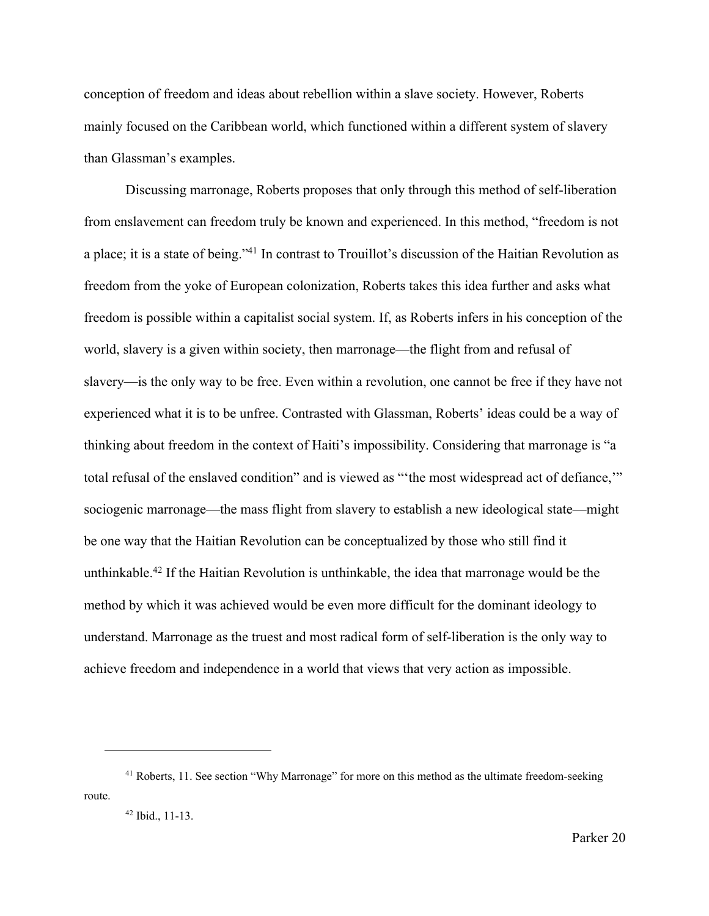conception of freedom and ideas about rebellion within a slave society. However, Roberts mainly focused on the Caribbean world, which functioned within a different system of slavery than Glassman's examples.

Discussing marronage, Roberts proposes that only through this method of self-liberation from enslavement can freedom truly be known and experienced. In this method, "freedom is not a place; it is a state of being."[41] In contrast to Trouillot's discussion of the Haitian Revolution as freedom from the yoke of European colonization, Roberts takes this idea further and asks what freedom is possible within a capitalist social system. If, as Roberts infers in his conception of the world, slavery is a given within society, then marronage—the flight from and refusal of slavery—is the only way to be free. Even within a revolution, one cannot be free if they have not experienced what it is to be unfree. Contrasted with Glassman, Roberts' ideas could be a way of thinking about freedom in the context of Haiti's impossibility. Considering that marronage is "a total refusal of the enslaved condition" and is viewed as "'the most widespread act of defiance,'" sociogenic marronage—the mass flight from slavery to establish a new ideological state—might be one way that the Haitian Revolution can be conceptualized by those who still find it unthinkable.[42] If the Haitian Revolution is unthinkable, the idea that marronage would be the method by which it was achieved would be even more difficult for the dominant ideology to understand. Marronage as the truest and most radical form of self-liberation is the only way to achieve freedom and independence in a world that views that very action as impossible.

---

[41] Roberts, 11. See section "Why Marronage" for more on this method as the ultimate freedom-seeking route.

[42] Ibid., 11-13.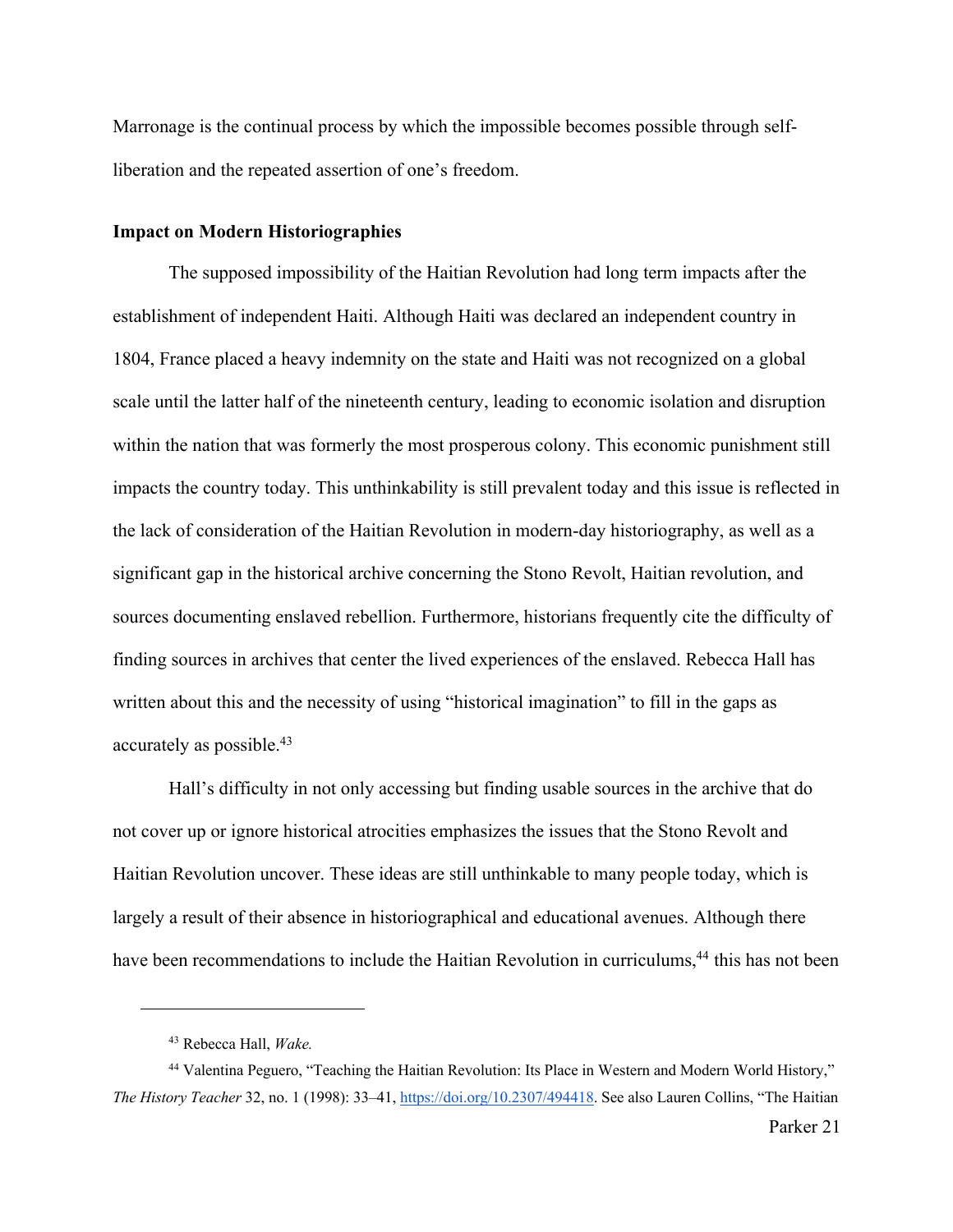Marronage is the continual process by which the impossible becomes possible through self-liberation and the repeated assertion of one's freedom.

**Impact on Modern Historiographies**

The supposed impossibility of the Haitian Revolution had long term impacts after the establishment of independent Haiti. Although Haiti was declared an independent country in 1804, France placed a heavy indemnity on the state and Haiti was not recognized on a global scale until the latter half of the nineteenth century, leading to economic isolation and disruption within the nation that was formerly the most prosperous colony. This economic punishment still impacts the country today. This unthinkability is still prevalent today and this issue is reflected in the lack of consideration of the Haitian Revolution in modern-day historiography, as well as a significant gap in the historical archive concerning the Stono Revolt, Haitian revolution, and sources documenting enslaved rebellion. Furthermore, historians frequently cite the difficulty of finding sources in archives that center the lived experiences of the enslaved. Rebecca Hall has written about this and the necessity of using "historical imagination" to fill in the gaps as accurately as possible.[43]

Hall's difficulty in not only accessing but finding usable sources in the archive that do not cover up or ignore historical atrocities emphasizes the issues that the Stono Revolt and Haitian Revolution uncover. These ideas are still unthinkable to many people today, which is largely a result of their absence in historiographical and educational avenues. Although there have been recommendations to include the Haitian Revolution in curriculums,[44] this has not been

---

[43] Rebecca Hall, *Wake.*

[44] Valentina Peguero, "Teaching the Haitian Revolution: Its Place in Western and Modern World History," *The History Teacher* 32, no. 1 (1998): 33–41, https://doi.org/10.2307/494418. See also Lauren Collins, "The Haitian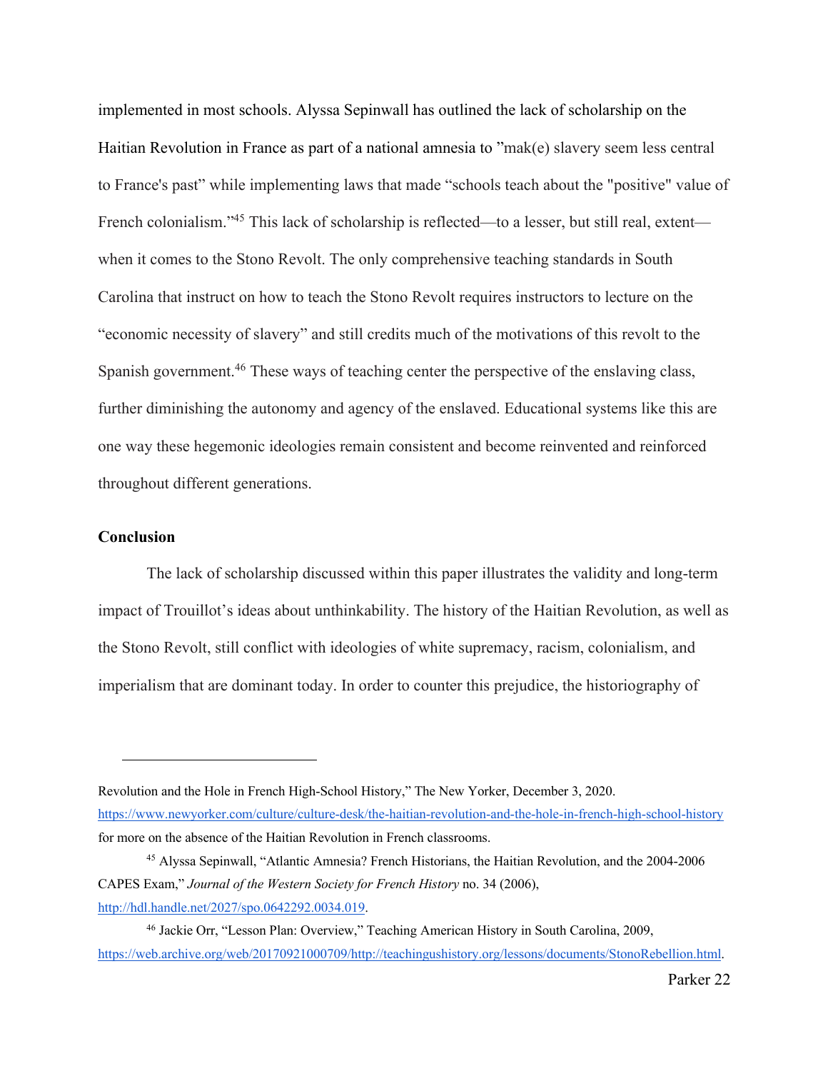implemented in most schools. Alyssa Sepinwall has outlined the lack of scholarship on the Haitian Revolution in France as part of a national amnesia to "mak(e) slavery seem less central to France's past" while implementing laws that made "schools teach about the "positive" value of French colonialism."[45] This lack of scholarship is reflected—to a lesser, but still real, extent—when it comes to the Stono Revolt. The only comprehensive teaching standards in South Carolina that instruct on how to teach the Stono Revolt requires instructors to lecture on the "economic necessity of slavery" and still credits much of the motivations of this revolt to the Spanish government.[46] These ways of teaching center the perspective of the enslaving class, further diminishing the autonomy and agency of the enslaved. Educational systems like this are one way these hegemonic ideologies remain consistent and become reinvented and reinforced throughout different generations.

**Conclusion**

The lack of scholarship discussed within this paper illustrates the validity and long-term impact of Trouillot's ideas about unthinkability. The history of the Haitian Revolution, as well as the Stono Revolt, still conflict with ideologies of white supremacy, racism, colonialism, and imperialism that are dominant today. In order to counter this prejudice, the historiography of

---

Revolution and the Hole in French High-School History," The New Yorker, December 3, 2020. https://www.newyorker.com/culture/culture-desk/the-haitian-revolution-and-the-hole-in-french-high-school-history for more on the absence of the Haitian Revolution in French classrooms.

[45] Alyssa Sepinwall, "Atlantic Amnesia? French Historians, the Haitian Revolution, and the 2004-2006 CAPES Exam," *Journal of the Western Society for French History* no. 34 (2006), http://hdl.handle.net/2027/spo.0642292.0034.019.

[46] Jackie Orr, "Lesson Plan: Overview," Teaching American History in South Carolina, 2009, https://web.archive.org/web/20170921000709/http://teachingushistory.org/lessons/documents/StonoRebellion.html.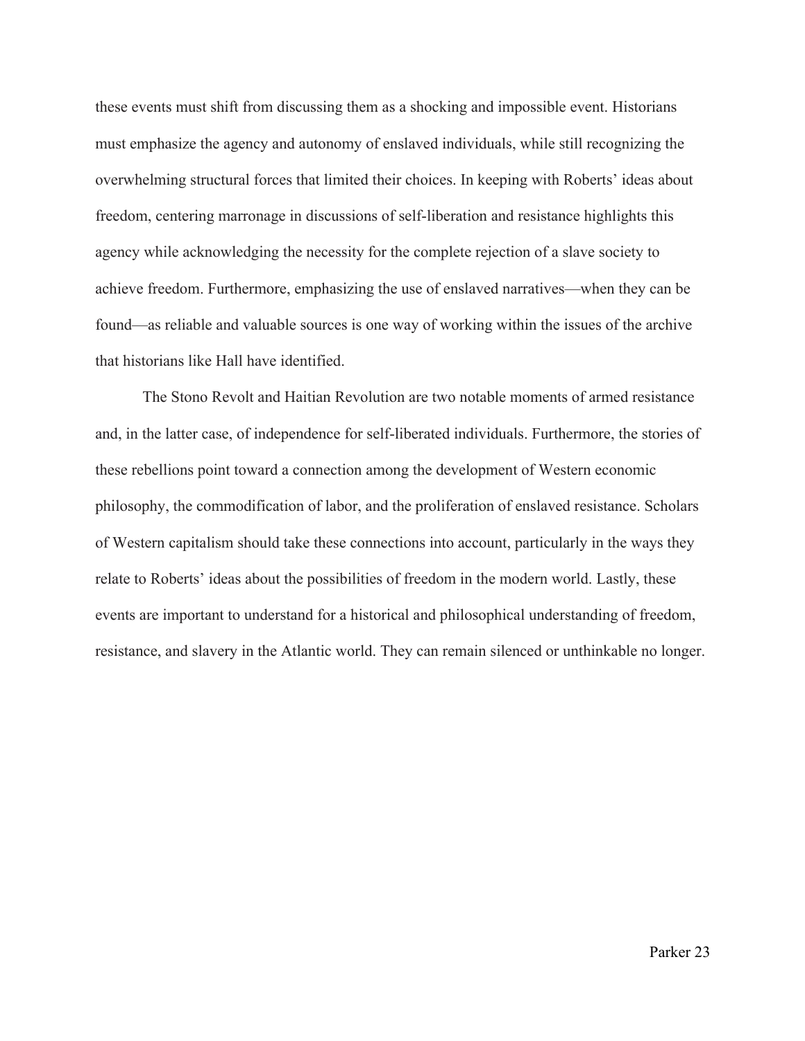these events must shift from discussing them as a shocking and impossible event. Historians must emphasize the agency and autonomy of enslaved individuals, while still recognizing the overwhelming structural forces that limited their choices. In keeping with Roberts' ideas about freedom, centering marronage in discussions of self-liberation and resistance highlights this agency while acknowledging the necessity for the complete rejection of a slave society to achieve freedom. Furthermore, emphasizing the use of enslaved narratives—when they can be found—as reliable and valuable sources is one way of working within the issues of the archive that historians like Hall have identified.

The Stono Revolt and Haitian Revolution are two notable moments of armed resistance and, in the latter case, of independence for self-liberated individuals. Furthermore, the stories of these rebellions point toward a connection among the development of Western economic philosophy, the commodification of labor, and the proliferation of enslaved resistance. Scholars of Western capitalism should take these connections into account, particularly in the ways they relate to Roberts' ideas about the possibilities of freedom in the modern world. Lastly, these events are important to understand for a historical and philosophical understanding of freedom, resistance, and slavery in the Atlantic world. They can remain silenced or unthinkable no longer.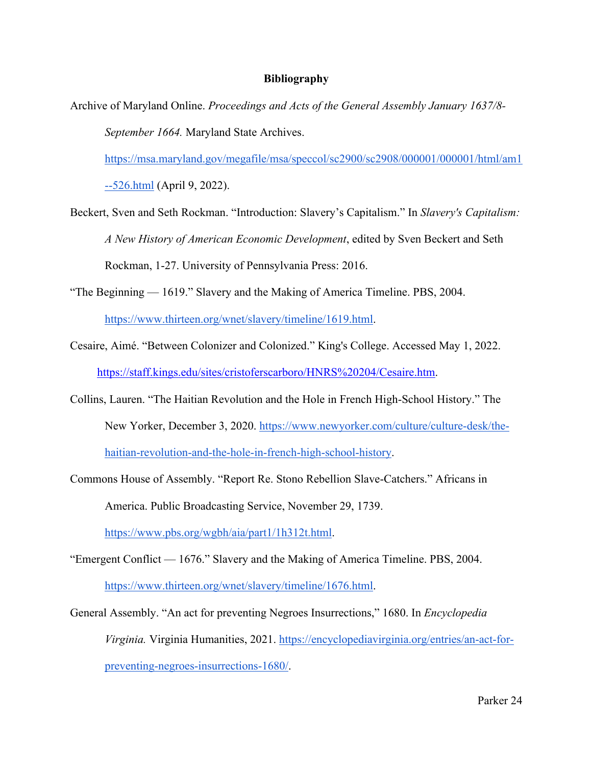# Bibliography

Archive of Maryland Online. *Proceedings and Acts of the General Assembly January 1637/8-September 1664.* Maryland State Archives. https://msa.maryland.gov/megafile/msa/speccol/sc2900/sc2908/000001/000001/html/am1--526.html (April 9, 2022).

Beckert, Sven and Seth Rockman. "Introduction: Slavery's Capitalism." In *Slavery's Capitalism: A New History of American Economic Development*, edited by Sven Beckert and Seth Rockman, 1-27. University of Pennsylvania Press: 2016.

"The Beginning — 1619." Slavery and the Making of America Timeline. PBS, 2004. https://www.thirteen.org/wnet/slavery/timeline/1619.html.

Cesaire, Aimé. "Between Colonizer and Colonized." King's College. Accessed May 1, 2022. https://staff.kings.edu/sites/cristoferscarboro/HNRS%20204/Cesaire.htm.

Collins, Lauren. "The Haitian Revolution and the Hole in French High-School History." The New Yorker, December 3, 2020. https://www.newyorker.com/culture/culture-desk/the-haitian-revolution-and-the-hole-in-french-high-school-history.

Commons House of Assembly. "Report Re. Stono Rebellion Slave-Catchers." Africans in America. Public Broadcasting Service, November 29, 1739. https://www.pbs.org/wgbh/aia/part1/1h312t.html.

"Emergent Conflict — 1676." Slavery and the Making of America Timeline. PBS, 2004. https://www.thirteen.org/wnet/slavery/timeline/1676.html.

General Assembly. "An act for preventing Negroes Insurrections," 1680. In *Encyclopedia Virginia.* Virginia Humanities, 2021. https://encyclopediavirginia.org/entries/an-act-for-preventing-negroes-insurrections-1680/.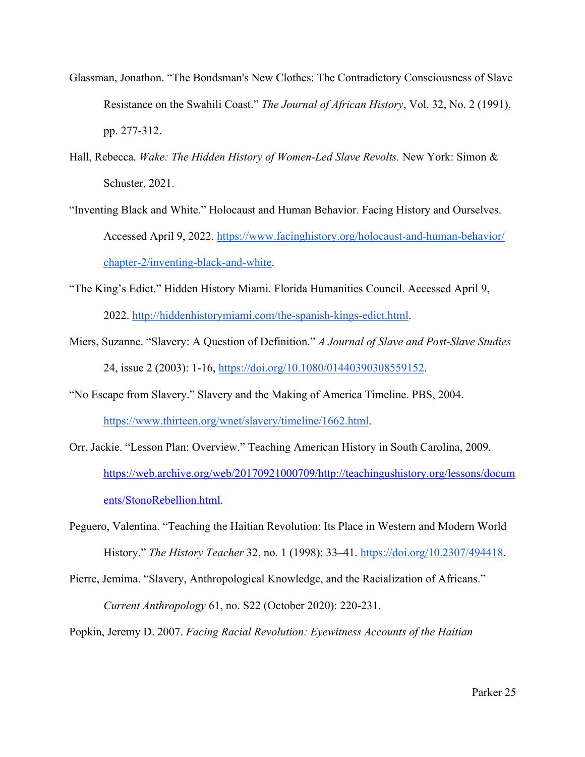Glassman, Jonathon. "The Bondsman's New Clothes: The Contradictory Consciousness of Slave Resistance on the Swahili Coast." *The Journal of African History*, Vol. 32, No. 2 (1991), pp. 277-312.

Hall, Rebecca. *Wake: The Hidden History of Women-Led Slave Revolts.* New York: Simon & Schuster, 2021.

"Inventing Black and White." Holocaust and Human Behavior. Facing History and Ourselves. Accessed April 9, 2022. https://www.facinghistory.org/holocaust-and-human-behavior/chapter-2/inventing-black-and-white.

"The King's Edict." Hidden History Miami. Florida Humanities Council. Accessed April 9, 2022. http://hiddenhistorymiami.com/the-spanish-kings-edict.html.

Miers, Suzanne. "Slavery: A Question of Definition." *A Journal of Slave and Post-Slave Studies* 24, issue 2 (2003): 1-16, https://doi.org/10.1080/01440390308559152.

"No Escape from Slavery." Slavery and the Making of America Timeline. PBS, 2004. https://www.thirteen.org/wnet/slavery/timeline/1662.html.

Orr, Jackie. "Lesson Plan: Overview." Teaching American History in South Carolina, 2009. https://web.archive.org/web/20170921000709/http://teachingushistory.org/lessons/documents/StonoRebellion.html.

Peguero, Valentina. "Teaching the Haitian Revolution: Its Place in Western and Modern World History." *The History Teacher* 32, no. 1 (1998): 33–41. https://doi.org/10.2307/494418.

Pierre, Jemima. "Slavery, Anthropological Knowledge, and the Racialization of Africans." *Current Anthropology* 61, no. S22 (October 2020): 220-231.

Popkin, Jeremy D. 2007. *Facing Racial Revolution: Eyewitness Accounts of the Haitian*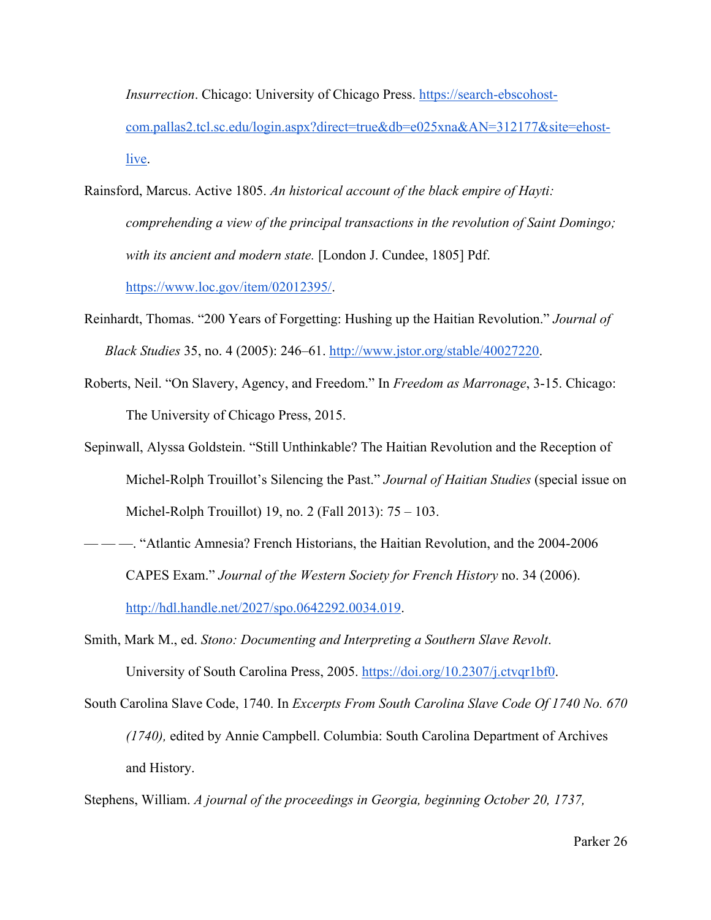*Insurrection*. Chicago: University of Chicago Press. https://search-ebscohost-com.pallas2.tcl.sc.edu/login.aspx?direct=true&db=e025xna&AN=312177&site=ehost-live.

Rainsford, Marcus. Active 1805. *An historical account of the black empire of Hayti: comprehending a view of the principal transactions in the revolution of Saint Domingo; with its ancient and modern state.* [London J. Cundee, 1805] Pdf. https://www.loc.gov/item/02012395/.

Reinhardt, Thomas. "200 Years of Forgetting: Hushing up the Haitian Revolution." *Journal of Black Studies* 35, no. 4 (2005): 246–61. http://www.jstor.org/stable/40027220.

Roberts, Neil. "On Slavery, Agency, and Freedom." In *Freedom as Marronage*, 3-15. Chicago: The University of Chicago Press, 2015.

Sepinwall, Alyssa Goldstein. "Still Unthinkable? The Haitian Revolution and the Reception of Michel-Rolph Trouillot's Silencing the Past." *Journal of Haitian Studies* (special issue on Michel-Rolph Trouillot) 19, no. 2 (Fall 2013): 75 – 103.

— — —. "Atlantic Amnesia? French Historians, the Haitian Revolution, and the 2004-2006 CAPES Exam." *Journal of the Western Society for French History* no. 34 (2006). http://hdl.handle.net/2027/spo.0642292.0034.019.

Smith, Mark M., ed. *Stono: Documenting and Interpreting a Southern Slave Revolt*. University of South Carolina Press, 2005. https://doi.org/10.2307/j.ctvqr1bf0.

South Carolina Slave Code, 1740. In *Excerpts From South Carolina Slave Code Of 1740 No. 670 (1740),* edited by Annie Campbell. Columbia: South Carolina Department of Archives and History.

Stephens, William. *A journal of the proceedings in Georgia, beginning October 20, 1737,*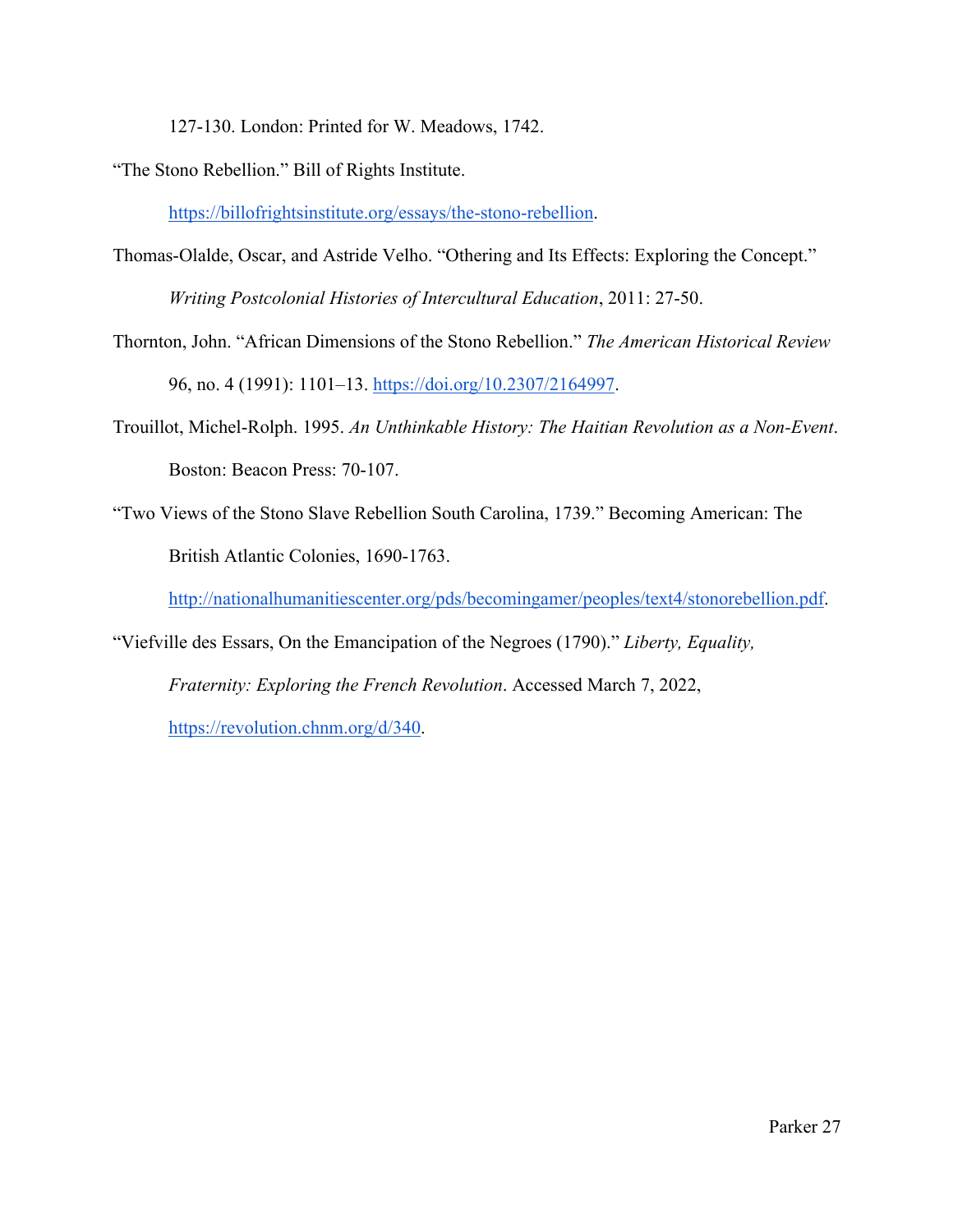127-130. London: Printed for W. Meadows, 1742.

"The Stono Rebellion." Bill of Rights Institute. https://billofrightsinstitute.org/essays/the-stono-rebellion.

Thomas-Olalde, Oscar, and Astride Velho. "Othering and Its Effects: Exploring the Concept." *Writing Postcolonial Histories of Intercultural Education*, 2011: 27-50.

Thornton, John. "African Dimensions of the Stono Rebellion." *The American Historical Review* 96, no. 4 (1991): 1101–13. https://doi.org/10.2307/2164997.

Trouillot, Michel-Rolph. 1995. *An Unthinkable History: The Haitian Revolution as a Non-Event*. Boston: Beacon Press: 70-107.

"Two Views of the Stono Slave Rebellion South Carolina, 1739." Becoming American: The British Atlantic Colonies, 1690-1763. http://nationalhumanitiescenter.org/pds/becomingamer/peoples/text4/stonorebellion.pdf.

"Viefville des Essars, On the Emancipation of the Negroes (1790)." *Liberty, Equality, Fraternity: Exploring the French Revolution*. Accessed March 7, 2022, https://revolution.chnm.org/d/340.